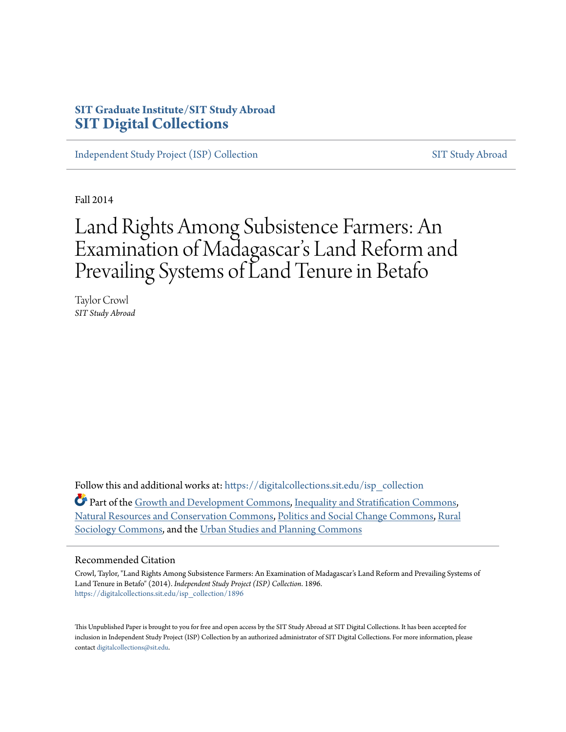SIT Graduate Institute/SIT Study Abroad
**SIT Digital Collections**

Independent Study Project (ISP) Collection | SIT Study Abroad

Fall 2014

# Land Rights Among Subsistence Farmers: An Examination of Madagascar's Land Reform and Prevailing Systems of Land Tenure in Betafo

Taylor Crowl
*SIT Study Abroad*

Follow this and additional works at: https://digitalcollections.sit.edu/isp_collection

Part of the Growth and Development Commons, Inequality and Stratification Commons, Natural Resources and Conservation Commons, Politics and Social Change Commons, Rural Sociology Commons, and the Urban Studies and Planning Commons

## Recommended Citation

Crowl, Taylor, "Land Rights Among Subsistence Farmers: An Examination of Madagascar's Land Reform and Prevailing Systems of Land Tenure in Betafo" (2014). *Independent Study Project (ISP) Collection*. 1896.
https://digitalcollections.sit.edu/isp_collection/1896

This Unpublished Paper is brought to you for free and open access by the SIT Study Abroad at SIT Digital Collections. It has been accepted for inclusion in Independent Study Project (ISP) Collection by an authorized administrator of SIT Digital Collections. For more information, please contact digitalcollections@sit.edu.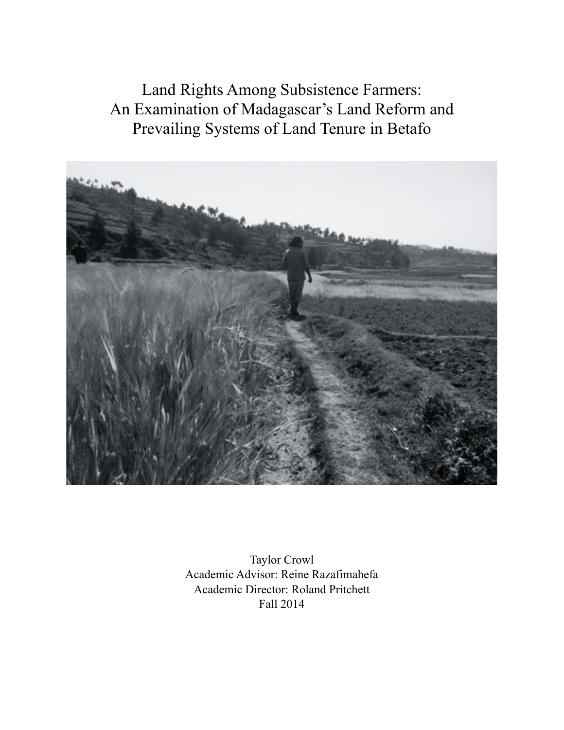# Land Rights Among Subsistence Farmers: An Examination of Madagascar's Land Reform and Prevailing Systems of Land Tenure in Betafo

Taylor Crowl

Academic Advisor: Reine Razafimahefa

Academic Director: Roland Pritchett

Fall 2014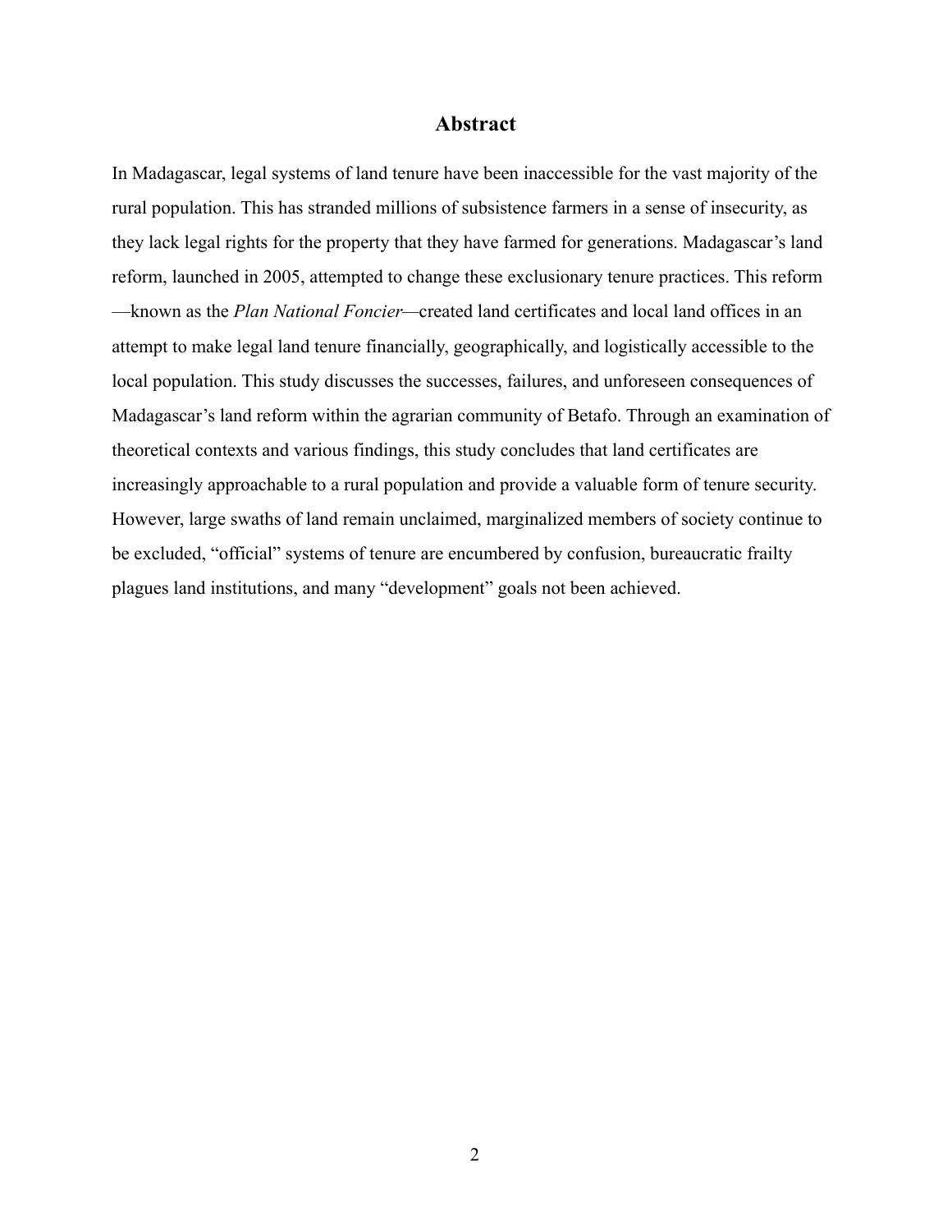# Abstract

In Madagascar, legal systems of land tenure have been inaccessible for the vast majority of the rural population. This has stranded millions of subsistence farmers in a sense of insecurity, as they lack legal rights for the property that they have farmed for generations. Madagascar's land reform, launched in 2005, attempted to change these exclusionary tenure practices. This reform—known as the *Plan National Foncier*—created land certificates and local land offices in an attempt to make legal land tenure financially, geographically, and logistically accessible to the local population. This study discusses the successes, failures, and unforeseen consequences of Madagascar's land reform within the agrarian community of Betafo. Through an examination of theoretical contexts and various findings, this study concludes that land certificates are increasingly approachable to a rural population and provide a valuable form of tenure security. However, large swaths of land remain unclaimed, marginalized members of society continue to be excluded, "official" systems of tenure are encumbered by confusion, bureaucratic frailty plagues land institutions, and many "development" goals not been achieved.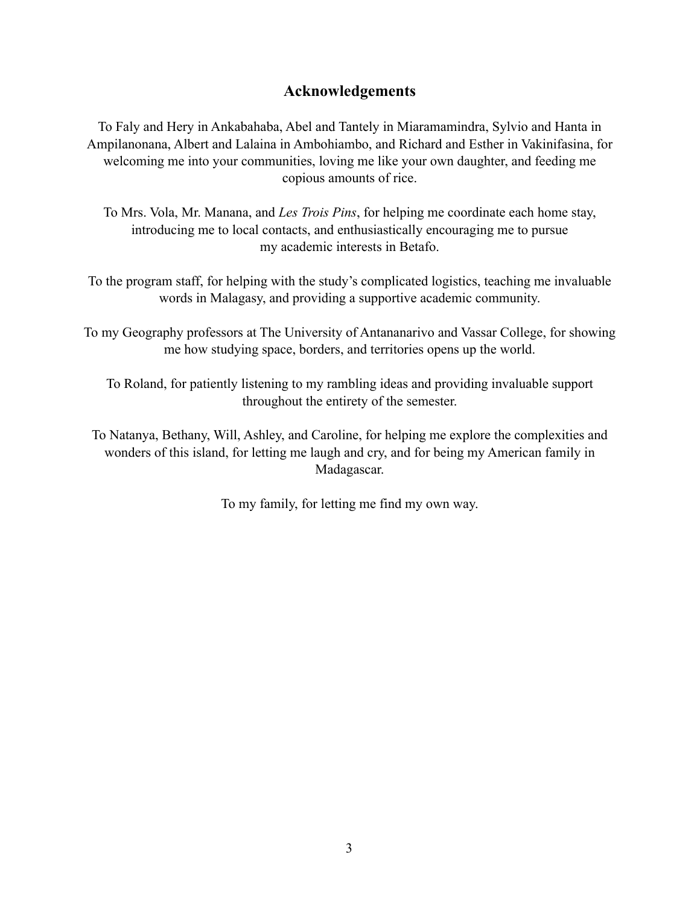## Acknowledgements

To Faly and Hery in Ankabahaba, Abel and Tantely in Miaramamindra, Sylvio and Hanta in Ampilanonana, Albert and Lalaina in Ambohiambo, and Richard and Esther in Vakinifasina, for welcoming me into your communities, loving me like your own daughter, and feeding me copious amounts of rice.

To Mrs. Vola, Mr. Manana, and *Les Trois Pins*, for helping me coordinate each home stay, introducing me to local contacts, and enthusiastically encouraging me to pursue my academic interests in Betafo.

To the program staff, for helping with the study's complicated logistics, teaching me invaluable words in Malagasy, and providing a supportive academic community.

To my Geography professors at The University of Antananarivo and Vassar College, for showing me how studying space, borders, and territories opens up the world.

To Roland, for patiently listening to my rambling ideas and providing invaluable support throughout the entirety of the semester.

To Natanya, Bethany, Will, Ashley, and Caroline, for helping me explore the complexities and wonders of this island, for letting me laugh and cry, and for being my American family in Madagascar.

To my family, for letting me find my own way.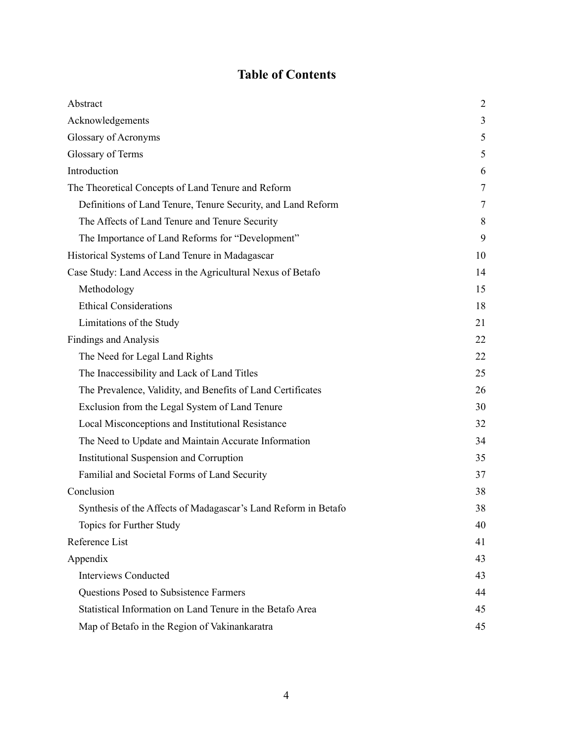# Table of Contents

| | |
|---|---|
| Abstract | 2 |
| Acknowledgements | 3 |
| Glossary of Acronyms | 5 |
| Glossary of Terms | 5 |
| Introduction | 6 |
| The Theoretical Concepts of Land Tenure and Reform | 7 |
| Definitions of Land Tenure, Tenure Security, and Land Reform | 7 |
| The Affects of Land Tenure and Tenure Security | 8 |
| The Importance of Land Reforms for "Development" | 9 |
| Historical Systems of Land Tenure in Madagascar | 10 |
| Case Study: Land Access in the Agricultural Nexus of Betafo | 14 |
| Methodology | 15 |
| Ethical Considerations | 18 |
| Limitations of the Study | 21 |
| Findings and Analysis | 22 |
| The Need for Legal Land Rights | 22 |
| The Inaccessibility and Lack of Land Titles | 25 |
| The Prevalence, Validity, and Benefits of Land Certificates | 26 |
| Exclusion from the Legal System of Land Tenure | 30 |
| Local Misconceptions and Institutional Resistance | 32 |
| The Need to Update and Maintain Accurate Information | 34 |
| Institutional Suspension and Corruption | 35 |
| Familial and Societal Forms of Land Security | 37 |
| Conclusion | 38 |
| Synthesis of the Affects of Madagascar's Land Reform in Betafo | 38 |
| Topics for Further Study | 40 |
| Reference List | 41 |
| Appendix | 43 |
| Interviews Conducted | 43 |
| Questions Posed to Subsistence Farmers | 44 |
| Statistical Information on Land Tenure in the Betafo Area | 45 |
| Map of Betafo in the Region of Vakinankaratra | 45 |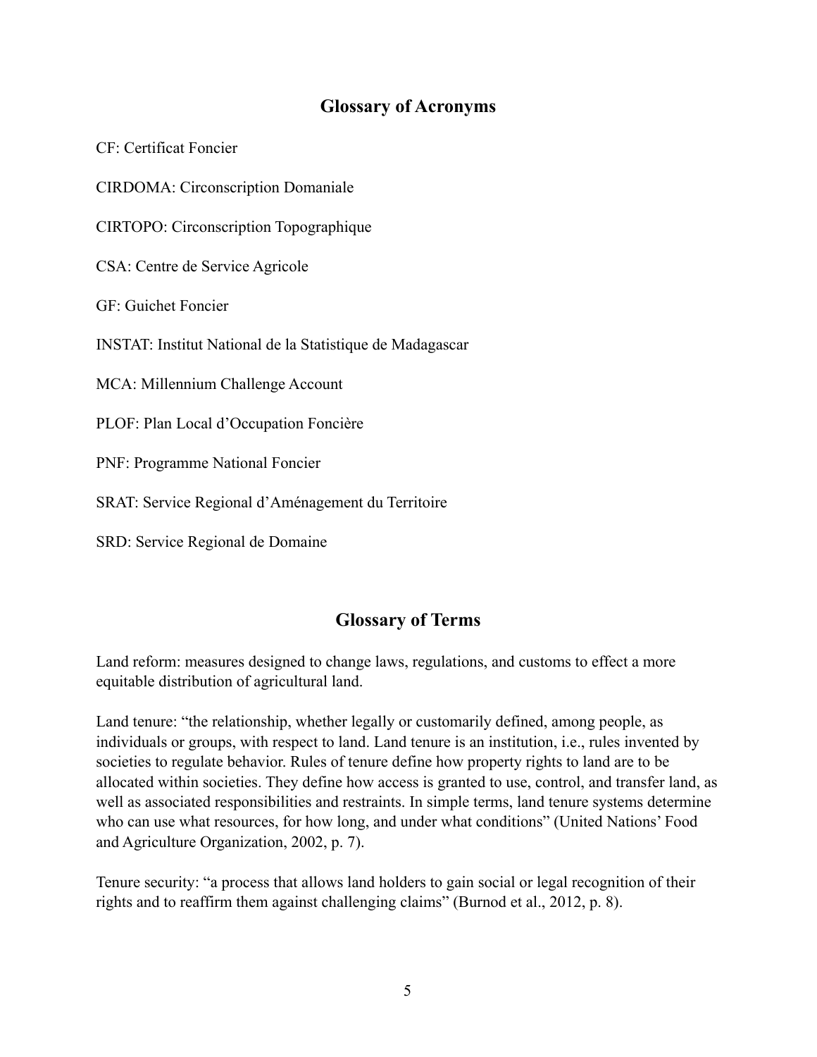## Glossary of Acronyms

CF: Certificat Foncier

CIRDOMA: Circonscription Domaniale

CIRTOPO: Circonscription Topographique

CSA: Centre de Service Agricole

GF: Guichet Foncier

INSTAT: Institut National de la Statistique de Madagascar

MCA: Millennium Challenge Account

PLOF: Plan Local d'Occupation Foncière

PNF: Programme National Foncier

SRAT: Service Regional d'Aménagement du Territoire

SRD: Service Regional de Domaine

## Glossary of Terms

Land reform: measures designed to change laws, regulations, and customs to effect a more equitable distribution of agricultural land.

Land tenure: "the relationship, whether legally or customarily defined, among people, as individuals or groups, with respect to land. Land tenure is an institution, i.e., rules invented by societies to regulate behavior. Rules of tenure define how property rights to land are to be allocated within societies. They define how access is granted to use, control, and transfer land, as well as associated responsibilities and restraints. In simple terms, land tenure systems determine who can use what resources, for how long, and under what conditions" (United Nations' Food and Agriculture Organization, 2002, p. 7).

Tenure security: "a process that allows land holders to gain social or legal recognition of their rights and to reaffirm them against challenging claims" (Burnod et al., 2012, p. 8).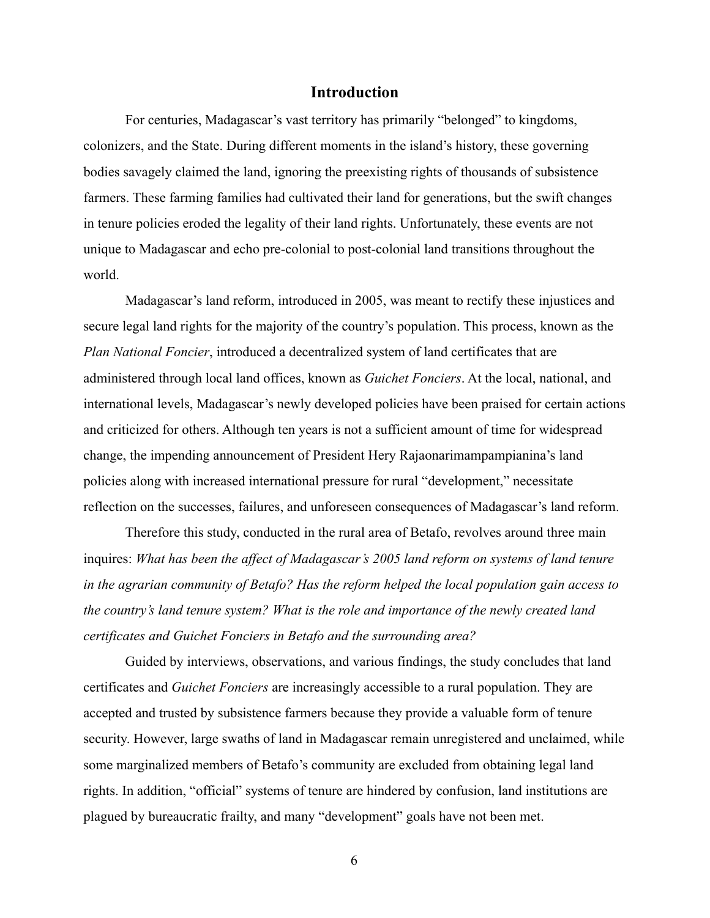# Introduction

For centuries, Madagascar's vast territory has primarily "belonged" to kingdoms, colonizers, and the State. During different moments in the island's history, these governing bodies savagely claimed the land, ignoring the preexisting rights of thousands of subsistence farmers. These farming families had cultivated their land for generations, but the swift changes in tenure policies eroded the legality of their land rights. Unfortunately, these events are not unique to Madagascar and echo pre-colonial to post-colonial land transitions throughout the world.

Madagascar's land reform, introduced in 2005, was meant to rectify these injustices and secure legal land rights for the majority of the country's population. This process, known as the *Plan National Foncier*, introduced a decentralized system of land certificates that are administered through local land offices, known as *Guichet Fonciers*. At the local, national, and international levels, Madagascar's newly developed policies have been praised for certain actions and criticized for others. Although ten years is not a sufficient amount of time for widespread change, the impending announcement of President Hery Rajaonarimampampianina's land policies along with increased international pressure for rural "development," necessitate reflection on the successes, failures, and unforeseen consequences of Madagascar's land reform.

Therefore this study, conducted in the rural area of Betafo, revolves around three main inquires: *What has been the affect of Madagascar's 2005 land reform on systems of land tenure in the agrarian community of Betafo? Has the reform helped the local population gain access to the country's land tenure system? What is the role and importance of the newly created land certificates and Guichet Fonciers in Betafo and the surrounding area?*

Guided by interviews, observations, and various findings, the study concludes that land certificates and *Guichet Fonciers* are increasingly accessible to a rural population. They are accepted and trusted by subsistence farmers because they provide a valuable form of tenure security. However, large swaths of land in Madagascar remain unregistered and unclaimed, while some marginalized members of Betafo's community are excluded from obtaining legal land rights. In addition, "official" systems of tenure are hindered by confusion, land institutions are plagued by bureaucratic frailty, and many "development" goals have not been met.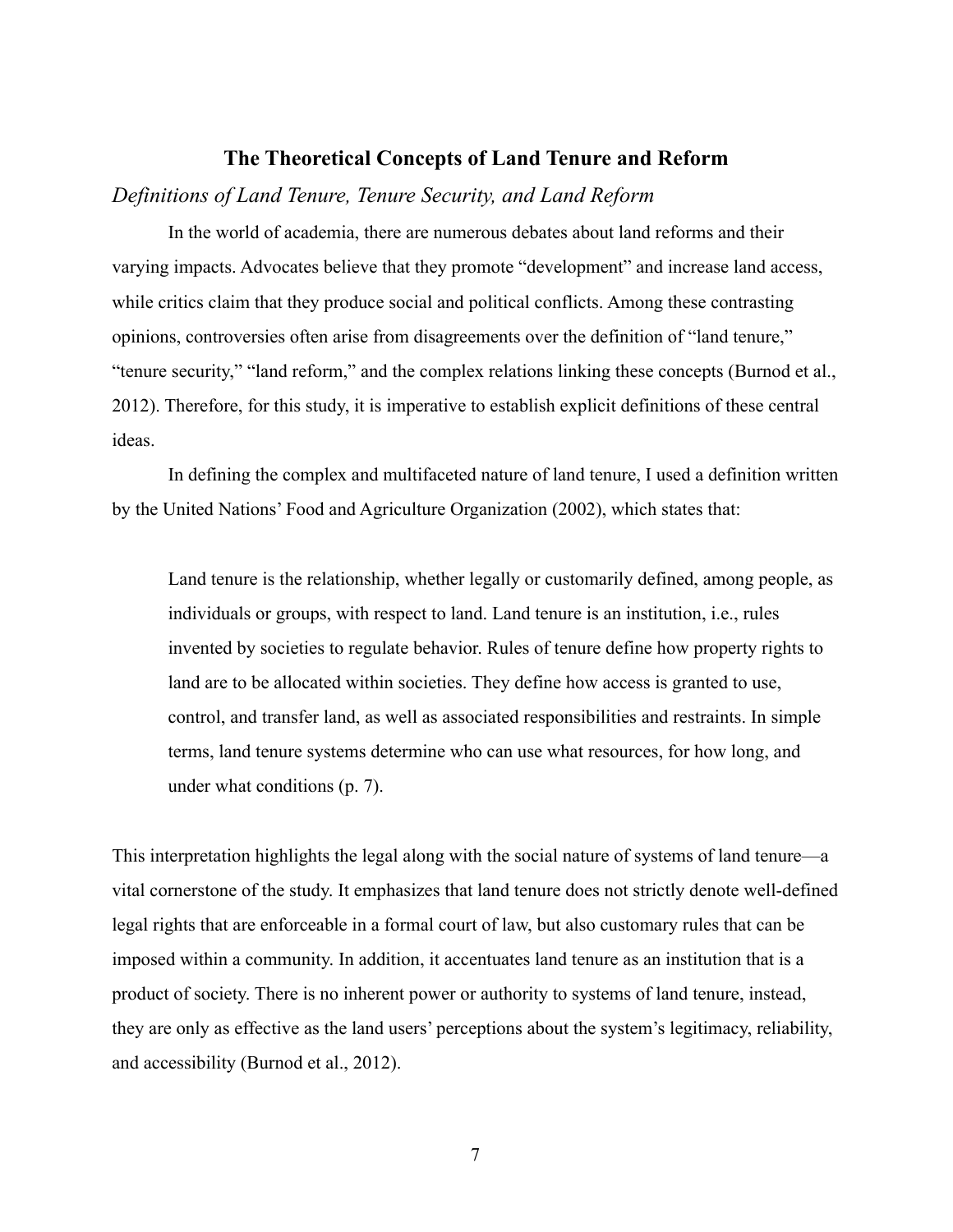## The Theoretical Concepts of Land Tenure and Reform

### *Definitions of Land Tenure, Tenure Security, and Land Reform*

In the world of academia, there are numerous debates about land reforms and their varying impacts. Advocates believe that they promote "development" and increase land access, while critics claim that they produce social and political conflicts. Among these contrasting opinions, controversies often arise from disagreements over the definition of "land tenure," "tenure security," "land reform," and the complex relations linking these concepts (Burnod et al., 2012). Therefore, for this study, it is imperative to establish explicit definitions of these central ideas.

In defining the complex and multifaceted nature of land tenure, I used a definition written by the United Nations' Food and Agriculture Organization (2002), which states that:

> Land tenure is the relationship, whether legally or customarily defined, among people, as individuals or groups, with respect to land. Land tenure is an institution, i.e., rules invented by societies to regulate behavior. Rules of tenure define how property rights to land are to be allocated within societies. They define how access is granted to use, control, and transfer land, as well as associated responsibilities and restraints. In simple terms, land tenure systems determine who can use what resources, for how long, and under what conditions (p. 7).

This interpretation highlights the legal along with the social nature of systems of land tenure—a vital cornerstone of the study. It emphasizes that land tenure does not strictly denote well-defined legal rights that are enforceable in a formal court of law, but also customary rules that can be imposed within a community. In addition, it accentuates land tenure as an institution that is a product of society. There is no inherent power or authority to systems of land tenure, instead, they are only as effective as the land users' perceptions about the system's legitimacy, reliability, and accessibility (Burnod et al., 2012).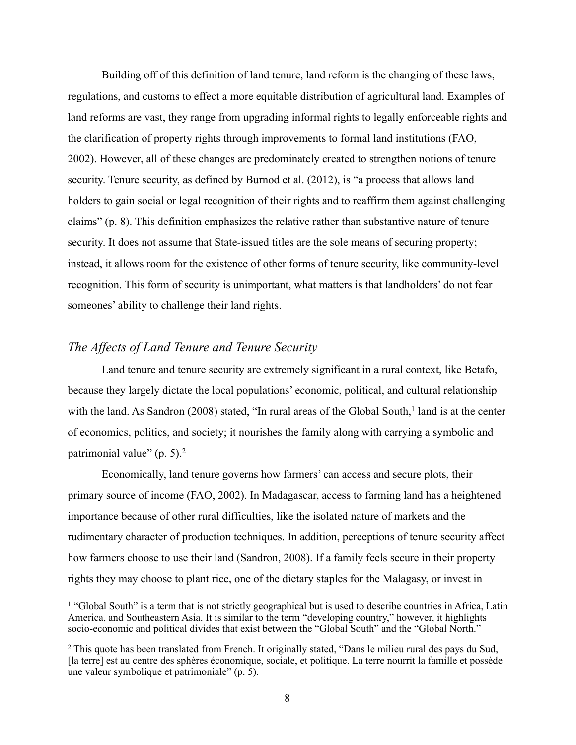Building off of this definition of land tenure, land reform is the changing of these laws, regulations, and customs to effect a more equitable distribution of agricultural land. Examples of land reforms are vast, they range from upgrading informal rights to legally enforceable rights and the clarification of property rights through improvements to formal land institutions (FAO, 2002). However, all of these changes are predominately created to strengthen notions of tenure security. Tenure security, as defined by Burnod et al. (2012), is "a process that allows land holders to gain social or legal recognition of their rights and to reaffirm them against challenging claims" (p. 8). This definition emphasizes the relative rather than substantive nature of tenure security. It does not assume that State-issued titles are the sole means of securing property; instead, it allows room for the existence of other forms of tenure security, like community-level recognition. This form of security is unimportant, what matters is that landholders' do not fear someones' ability to challenge their land rights.

### *The Affects of Land Tenure and Tenure Security*

Land tenure and tenure security are extremely significant in a rural context, like Betafo, because they largely dictate the local populations' economic, political, and cultural relationship with the land. As Sandron (2008) stated, "In rural areas of the Global South,[1] land is at the center of economics, politics, and society; it nourishes the family along with carrying a symbolic and patrimonial value" (p. 5).[2]

Economically, land tenure governs how farmers' can access and secure plots, their primary source of income (FAO, 2002). In Madagascar, access to farming land has a heightened importance because of other rural difficulties, like the isolated nature of markets and the rudimentary character of production techniques. In addition, perceptions of tenure security affect how farmers choose to use their land (Sandron, 2008). If a family feels secure in their property rights they may choose to plant rice, one of the dietary staples for the Malagasy, or invest in

---

[1] "Global South" is a term that is not strictly geographical but is used to describe countries in Africa, Latin America, and Southeastern Asia. It is similar to the term "developing country," however, it highlights socio-economic and political divides that exist between the "Global South" and the "Global North."

[2] This quote has been translated from French. It originally stated, "Dans le milieu rural des pays du Sud, [la terre] est au centre des sphères économique, sociale, et politique. La terre nourrit la famille et possède une valeur symbolique et patrimoniale" (p. 5).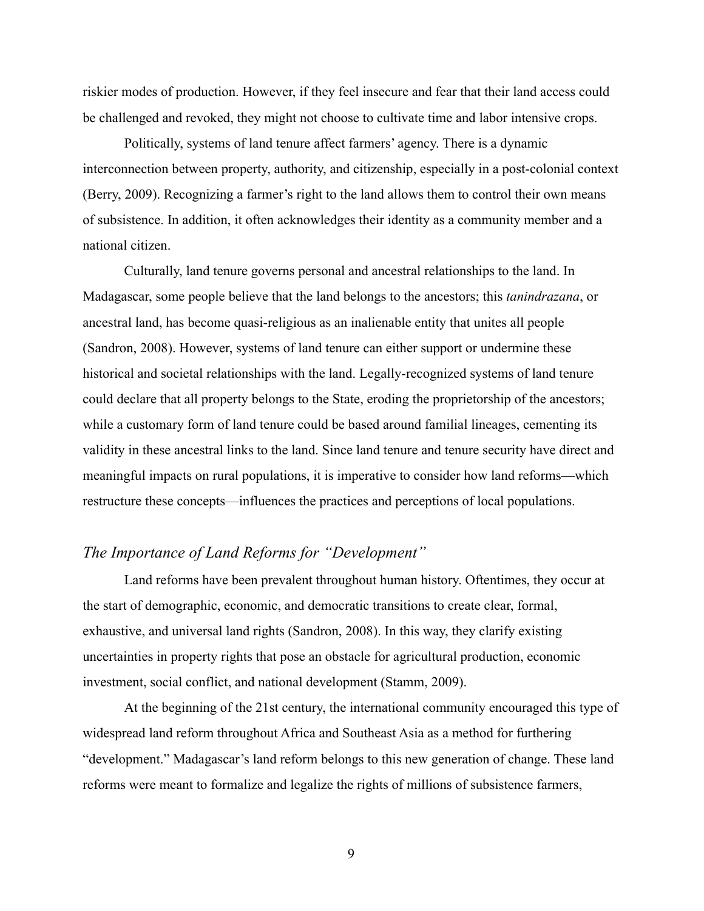riskier modes of production. However, if they feel insecure and fear that their land access could be challenged and revoked, they might not choose to cultivate time and labor intensive crops.

Politically, systems of land tenure affect farmers' agency. There is a dynamic interconnection between property, authority, and citizenship, especially in a post-colonial context (Berry, 2009). Recognizing a farmer's right to the land allows them to control their own means of subsistence. In addition, it often acknowledges their identity as a community member and a national citizen.

Culturally, land tenure governs personal and ancestral relationships to the land. In Madagascar, some people believe that the land belongs to the ancestors; this *tanindrazana*, or ancestral land, has become quasi-religious as an inalienable entity that unites all people (Sandron, 2008). However, systems of land tenure can either support or undermine these historical and societal relationships with the land. Legally-recognized systems of land tenure could declare that all property belongs to the State, eroding the proprietorship of the ancestors; while a customary form of land tenure could be based around familial lineages, cementing its validity in these ancestral links to the land. Since land tenure and tenure security have direct and meaningful impacts on rural populations, it is imperative to consider how land reforms—which restructure these concepts—influences the practices and perceptions of local populations.

### *The Importance of Land Reforms for "Development"*

Land reforms have been prevalent throughout human history. Oftentimes, they occur at the start of demographic, economic, and democratic transitions to create clear, formal, exhaustive, and universal land rights (Sandron, 2008). In this way, they clarify existing uncertainties in property rights that pose an obstacle for agricultural production, economic investment, social conflict, and national development (Stamm, 2009).

At the beginning of the 21st century, the international community encouraged this type of widespread land reform throughout Africa and Southeast Asia as a method for furthering "development." Madagascar's land reform belongs to this new generation of change. These land reforms were meant to formalize and legalize the rights of millions of subsistence farmers,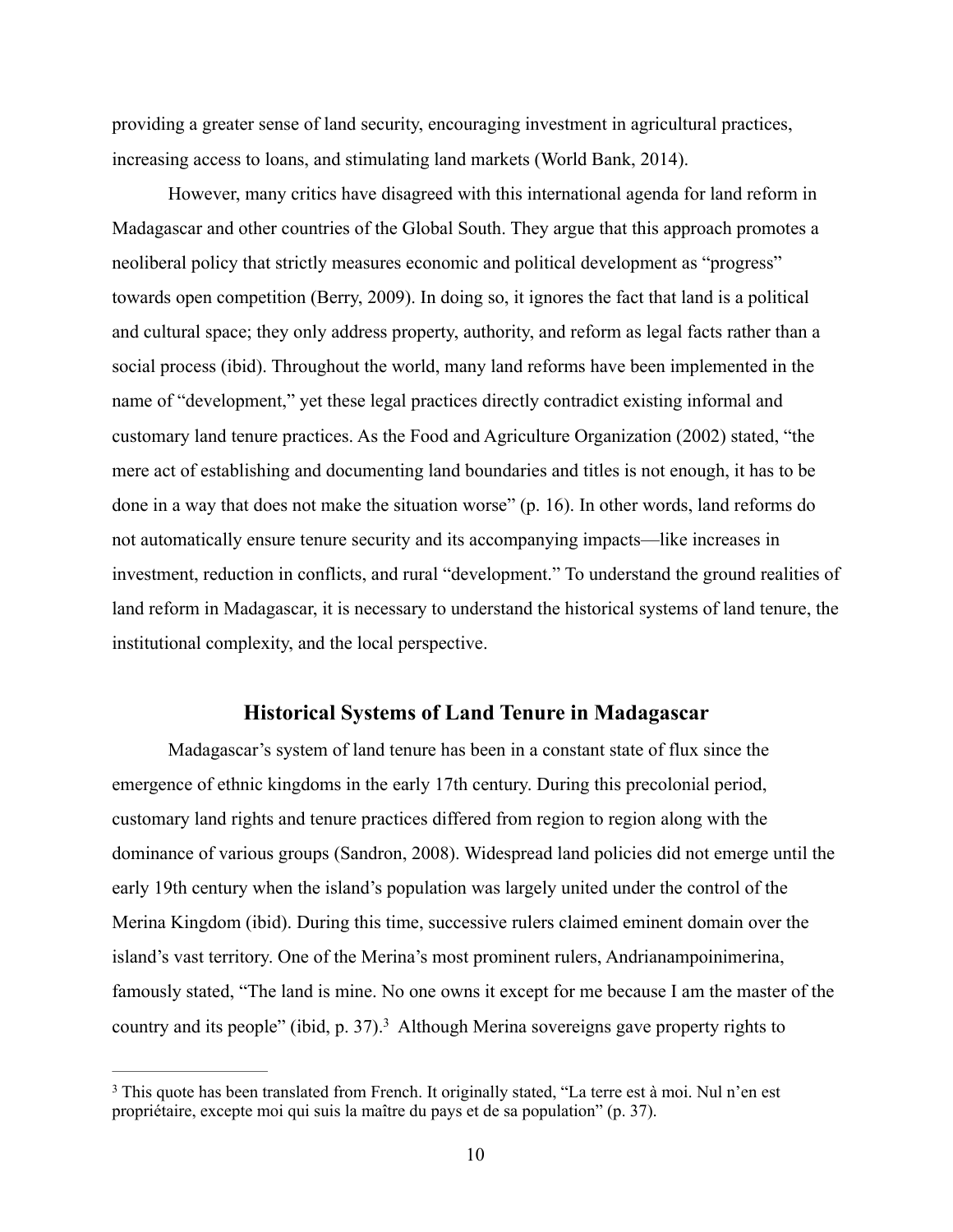providing a greater sense of land security, encouraging investment in agricultural practices, increasing access to loans, and stimulating land markets (World Bank, 2014).

However, many critics have disagreed with this international agenda for land reform in Madagascar and other countries of the Global South. They argue that this approach promotes a neoliberal policy that strictly measures economic and political development as "progress" towards open competition (Berry, 2009). In doing so, it ignores the fact that land is a political and cultural space; they only address property, authority, and reform as legal facts rather than a social process (ibid). Throughout the world, many land reforms have been implemented in the name of "development," yet these legal practices directly contradict existing informal and customary land tenure practices. As the Food and Agriculture Organization (2002) stated, "the mere act of establishing and documenting land boundaries and titles is not enough, it has to be done in a way that does not make the situation worse" (p. 16). In other words, land reforms do not automatically ensure tenure security and its accompanying impacts—like increases in investment, reduction in conflicts, and rural "development." To understand the ground realities of land reform in Madagascar, it is necessary to understand the historical systems of land tenure, the institutional complexity, and the local perspective.

## Historical Systems of Land Tenure in Madagascar

Madagascar's system of land tenure has been in a constant state of flux since the emergence of ethnic kingdoms in the early 17th century. During this precolonial period, customary land rights and tenure practices differed from region to region along with the dominance of various groups (Sandron, 2008). Widespread land policies did not emerge until the early 19th century when the island's population was largely united under the control of the Merina Kingdom (ibid). During this time, successive rulers claimed eminent domain over the island's vast territory. One of the Merina's most prominent rulers, Andrianampoinimerina, famously stated, "The land is mine. No one owns it except for me because I am the master of the country and its people" (ibid, p. 37).[3] Although Merina sovereigns gave property rights to

[3] This quote has been translated from French. It originally stated, "La terre est à moi. Nul n'en est propriétaire, excepte moi qui suis la maître du pays et de sa population" (p. 37).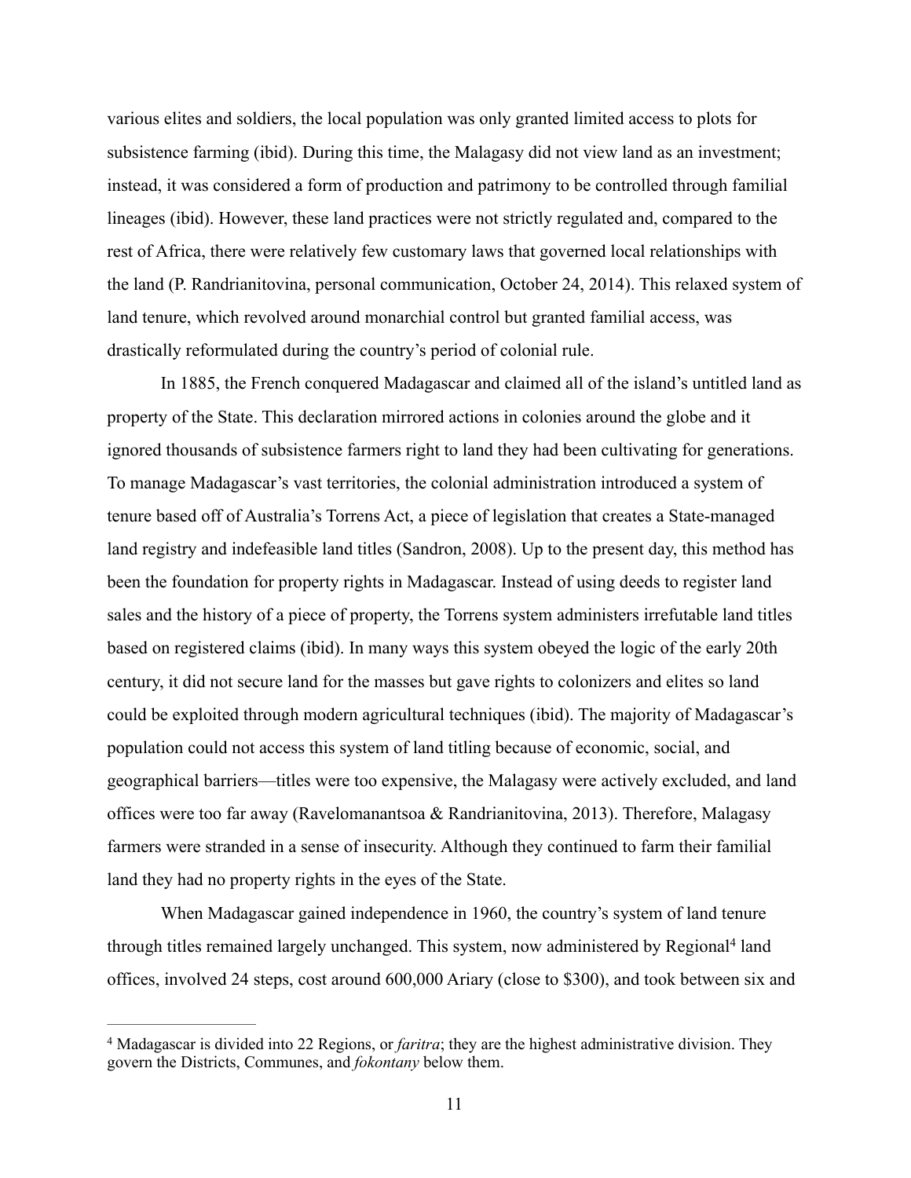various elites and soldiers, the local population was only granted limited access to plots for subsistence farming (ibid). During this time, the Malagasy did not view land as an investment; instead, it was considered a form of production and patrimony to be controlled through familial lineages (ibid). However, these land practices were not strictly regulated and, compared to the rest of Africa, there were relatively few customary laws that governed local relationships with the land (P. Randrianitovina, personal communication, October 24, 2014). This relaxed system of land tenure, which revolved around monarchial control but granted familial access, was drastically reformulated during the country's period of colonial rule.

In 1885, the French conquered Madagascar and claimed all of the island's untitled land as property of the State. This declaration mirrored actions in colonies around the globe and it ignored thousands of subsistence farmers right to land they had been cultivating for generations. To manage Madagascar's vast territories, the colonial administration introduced a system of tenure based off of Australia's Torrens Act, a piece of legislation that creates a State-managed land registry and indefeasible land titles (Sandron, 2008). Up to the present day, this method has been the foundation for property rights in Madagascar. Instead of using deeds to register land sales and the history of a piece of property, the Torrens system administers irrefutable land titles based on registered claims (ibid). In many ways this system obeyed the logic of the early 20th century, it did not secure land for the masses but gave rights to colonizers and elites so land could be exploited through modern agricultural techniques (ibid). The majority of Madagascar's population could not access this system of land titling because of economic, social, and geographical barriers—titles were too expensive, the Malagasy were actively excluded, and land offices were too far away (Ravelomanantsoa & Randrianitovina, 2013). Therefore, Malagasy farmers were stranded in a sense of insecurity. Although they continued to farm their familial land they had no property rights in the eyes of the State.

When Madagascar gained independence in 1960, the country's system of land tenure through titles remained largely unchanged. This system, now administered by Regional[4] land offices, involved 24 steps, cost around 600,000 Ariary (close to $300), and took between six and

---

[4] Madagascar is divided into 22 Regions, or *faritra*; they are the highest administrative division. They govern the Districts, Communes, and *fokontany* below them.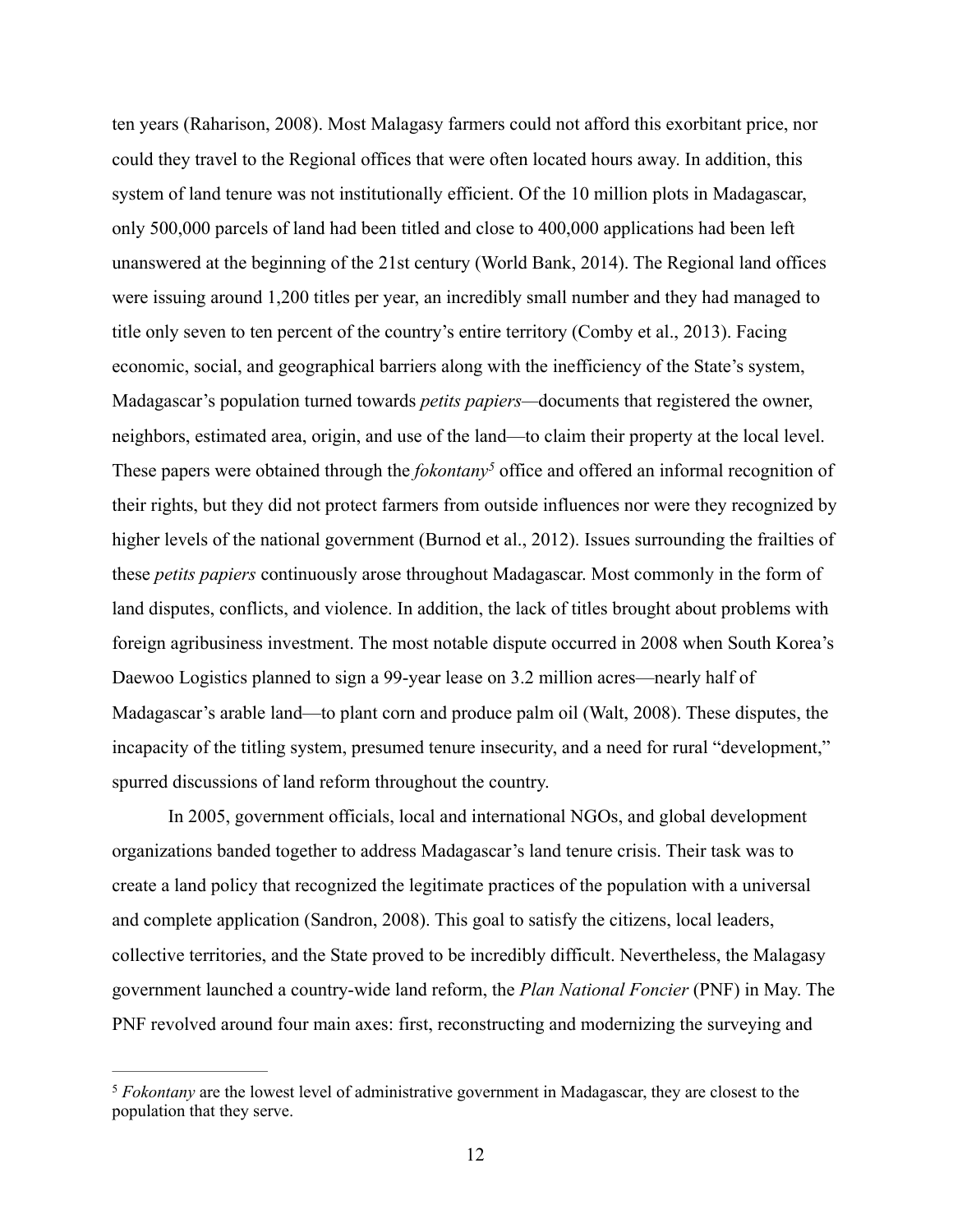ten years (Raharison, 2008). Most Malagasy farmers could not afford this exorbitant price, nor could they travel to the Regional offices that were often located hours away. In addition, this system of land tenure was not institutionally efficient. Of the 10 million plots in Madagascar, only 500,000 parcels of land had been titled and close to 400,000 applications had been left unanswered at the beginning of the 21st century (World Bank, 2014). The Regional land offices were issuing around 1,200 titles per year, an incredibly small number and they had managed to title only seven to ten percent of the country's entire territory (Comby et al., 2013). Facing economic, social, and geographical barriers along with the inefficiency of the State's system, Madagascar's population turned towards *petits papiers*—documents that registered the owner, neighbors, estimated area, origin, and use of the land—to claim their property at the local level. These papers were obtained through the *fokontany*[5] office and offered an informal recognition of their rights, but they did not protect farmers from outside influences nor were they recognized by higher levels of the national government (Burnod et al., 2012). Issues surrounding the frailties of these *petits papiers* continuously arose throughout Madagascar. Most commonly in the form of land disputes, conflicts, and violence. In addition, the lack of titles brought about problems with foreign agribusiness investment. The most notable dispute occurred in 2008 when South Korea's Daewoo Logistics planned to sign a 99-year lease on 3.2 million acres—nearly half of Madagascar's arable land—to plant corn and produce palm oil (Walt, 2008). These disputes, the incapacity of the titling system, presumed tenure insecurity, and a need for rural "development," spurred discussions of land reform throughout the country.

In 2005, government officials, local and international NGOs, and global development organizations banded together to address Madagascar's land tenure crisis. Their task was to create a land policy that recognized the legitimate practices of the population with a universal and complete application (Sandron, 2008). This goal to satisfy the citizens, local leaders, collective territories, and the State proved to be incredibly difficult. Nevertheless, the Malagasy government launched a country-wide land reform, the *Plan National Foncier* (PNF) in May. The PNF revolved around four main axes: first, reconstructing and modernizing the surveying and

---

[5] *Fokontany* are the lowest level of administrative government in Madagascar, they are closest to the population that they serve.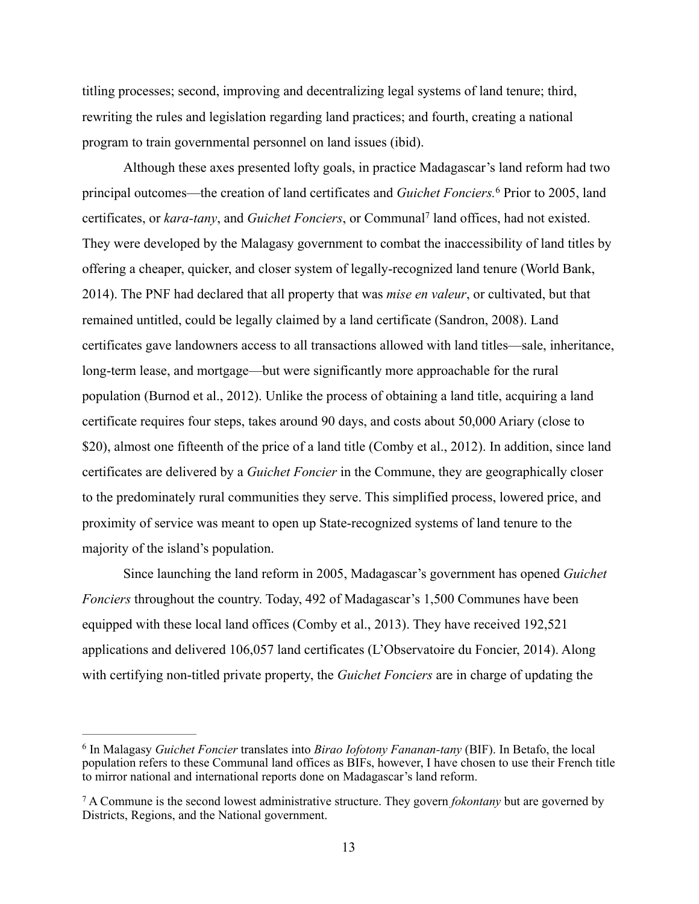titling processes; second, improving and decentralizing legal systems of land tenure; third, rewriting the rules and legislation regarding land practices; and fourth, creating a national program to train governmental personnel on land issues (ibid).

Although these axes presented lofty goals, in practice Madagascar's land reform had two principal outcomes—the creation of land certificates and *Guichet Fonciers.*[6] Prior to 2005, land certificates, or *kara-tany*, and *Guichet Fonciers*, or Communal[7] land offices, had not existed. They were developed by the Malagasy government to combat the inaccessibility of land titles by offering a cheaper, quicker, and closer system of legally-recognized land tenure (World Bank, 2014). The PNF had declared that all property that was *mise en valeur*, or cultivated, but that remained untitled, could be legally claimed by a land certificate (Sandron, 2008). Land certificates gave landowners access to all transactions allowed with land titles—sale, inheritance, long-term lease, and mortgage—but were significantly more approachable for the rural population (Burnod et al., 2012). Unlike the process of obtaining a land title, acquiring a land certificate requires four steps, takes around 90 days, and costs about 50,000 Ariary (close to $20), almost one fifteenth of the price of a land title (Comby et al., 2012). In addition, since land certificates are delivered by a *Guichet Foncier* in the Commune, they are geographically closer to the predominately rural communities they serve. This simplified process, lowered price, and proximity of service was meant to open up State-recognized systems of land tenure to the majority of the island's population.

Since launching the land reform in 2005, Madagascar's government has opened *Guichet Fonciers* throughout the country. Today, 492 of Madagascar's 1,500 Communes have been equipped with these local land offices (Comby et al., 2013). They have received 192,521 applications and delivered 106,057 land certificates (L'Observatoire du Foncier, 2014). Along with certifying non-titled private property, the *Guichet Fonciers* are in charge of updating the

---

[6] In Malagasy *Guichet Foncier* translates into *Birao Iofotony Fananan-tany* (BIF). In Betafo, the local population refers to these Communal land offices as BIFs, however, I have chosen to use their French title to mirror national and international reports done on Madagascar's land reform.

[7] A Commune is the second lowest administrative structure. They govern *fokontany* but are governed by Districts, Regions, and the National government.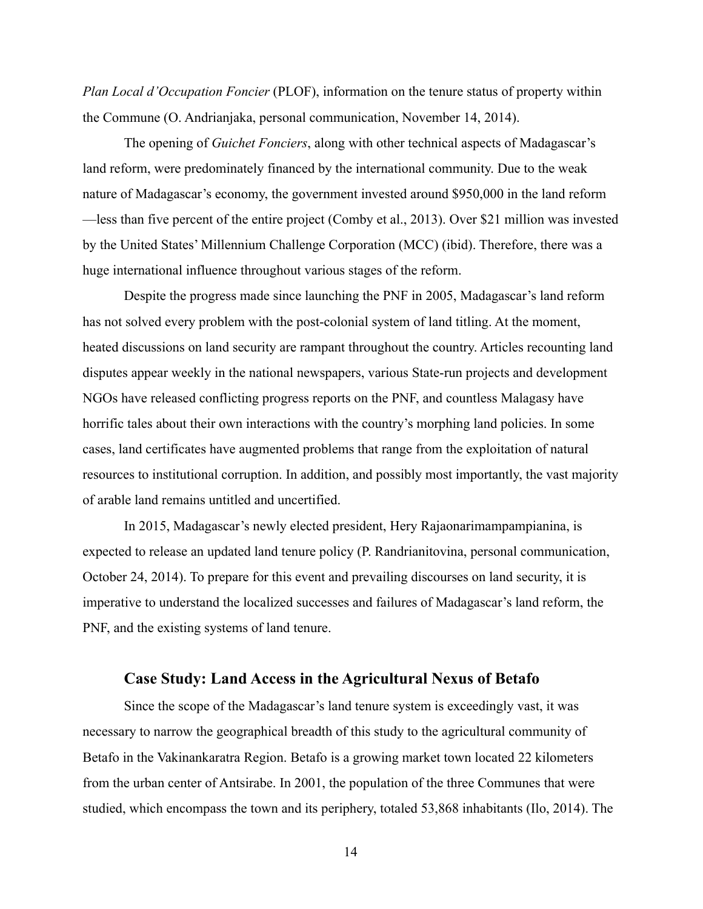*Plan Local d'Occupation Foncier* (PLOF), information on the tenure status of property within the Commune (O. Andrianjaka, personal communication, November 14, 2014).

The opening of *Guichet Fonciers*, along with other technical aspects of Madagascar's land reform, were predominately financed by the international community. Due to the weak nature of Madagascar's economy, the government invested around $950,000 in the land reform—less than five percent of the entire project (Comby et al., 2013). Over $21 million was invested by the United States' Millennium Challenge Corporation (MCC) (ibid). Therefore, there was a huge international influence throughout various stages of the reform.

Despite the progress made since launching the PNF in 2005, Madagascar's land reform has not solved every problem with the post-colonial system of land titling. At the moment, heated discussions on land security are rampant throughout the country. Articles recounting land disputes appear weekly in the national newspapers, various State-run projects and development NGOs have released conflicting progress reports on the PNF, and countless Malagasy have horrific tales about their own interactions with the country's morphing land policies. In some cases, land certificates have augmented problems that range from the exploitation of natural resources to institutional corruption. In addition, and possibly most importantly, the vast majority of arable land remains untitled and uncertified.

In 2015, Madagascar's newly elected president, Hery Rajaonarimampampianina, is expected to release an updated land tenure policy (P. Randrianitovina, personal communication, October 24, 2014). To prepare for this event and prevailing discourses on land security, it is imperative to understand the localized successes and failures of Madagascar's land reform, the PNF, and the existing systems of land tenure.

## Case Study: Land Access in the Agricultural Nexus of Betafo

Since the scope of the Madagascar's land tenure system is exceedingly vast, it was necessary to narrow the geographical breadth of this study to the agricultural community of Betafo in the Vakinankaratra Region. Betafo is a growing market town located 22 kilometers from the urban center of Antsirabe. In 2001, the population of the three Communes that were studied, which encompass the town and its periphery, totaled 53,868 inhabitants (Ilo, 2014). The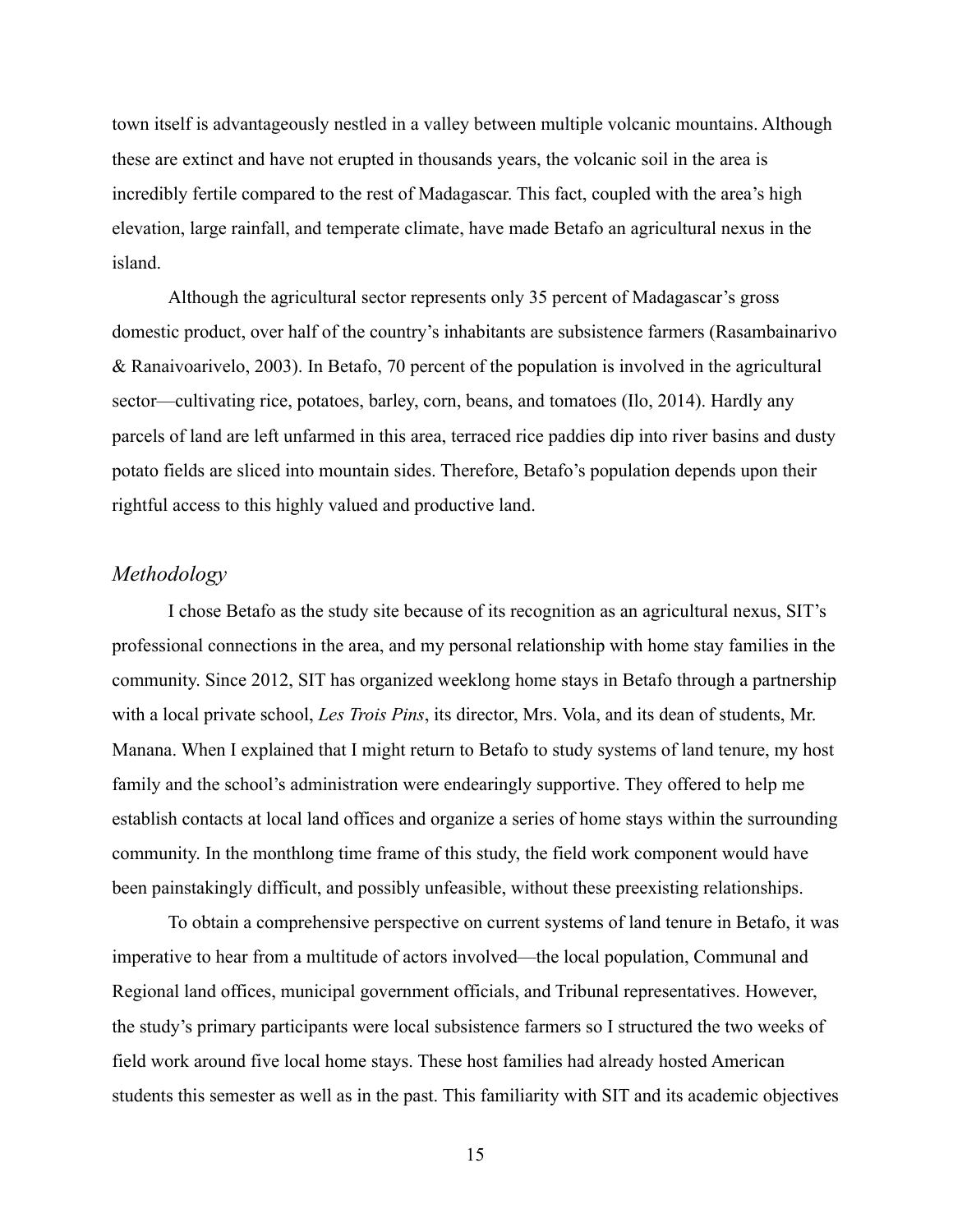town itself is advantageously nestled in a valley between multiple volcanic mountains. Although these are extinct and have not erupted in thousands years, the volcanic soil in the area is incredibly fertile compared to the rest of Madagascar. This fact, coupled with the area's high elevation, large rainfall, and temperate climate, have made Betafo an agricultural nexus in the island.

Although the agricultural sector represents only 35 percent of Madagascar's gross domestic product, over half of the country's inhabitants are subsistence farmers (Rasambainarivo & Ranaivoarivelo, 2003). In Betafo, 70 percent of the population is involved in the agricultural sector—cultivating rice, potatoes, barley, corn, beans, and tomatoes (Ilo, 2014). Hardly any parcels of land are left unfarmed in this area, terraced rice paddies dip into river basins and dusty potato fields are sliced into mountain sides. Therefore, Betafo's population depends upon their rightful access to this highly valued and productive land.

### *Methodology*

I chose Betafo as the study site because of its recognition as an agricultural nexus, SIT's professional connections in the area, and my personal relationship with home stay families in the community. Since 2012, SIT has organized weeklong home stays in Betafo through a partnership with a local private school, *Les Trois Pins*, its director, Mrs. Vola, and its dean of students, Mr. Manana. When I explained that I might return to Betafo to study systems of land tenure, my host family and the school's administration were endearingly supportive. They offered to help me establish contacts at local land offices and organize a series of home stays within the surrounding community. In the monthlong time frame of this study, the field work component would have been painstakingly difficult, and possibly unfeasible, without these preexisting relationships.

To obtain a comprehensive perspective on current systems of land tenure in Betafo, it was imperative to hear from a multitude of actors involved—the local population, Communal and Regional land offices, municipal government officials, and Tribunal representatives. However, the study's primary participants were local subsistence farmers so I structured the two weeks of field work around five local home stays. These host families had already hosted American students this semester as well as in the past. This familiarity with SIT and its academic objectives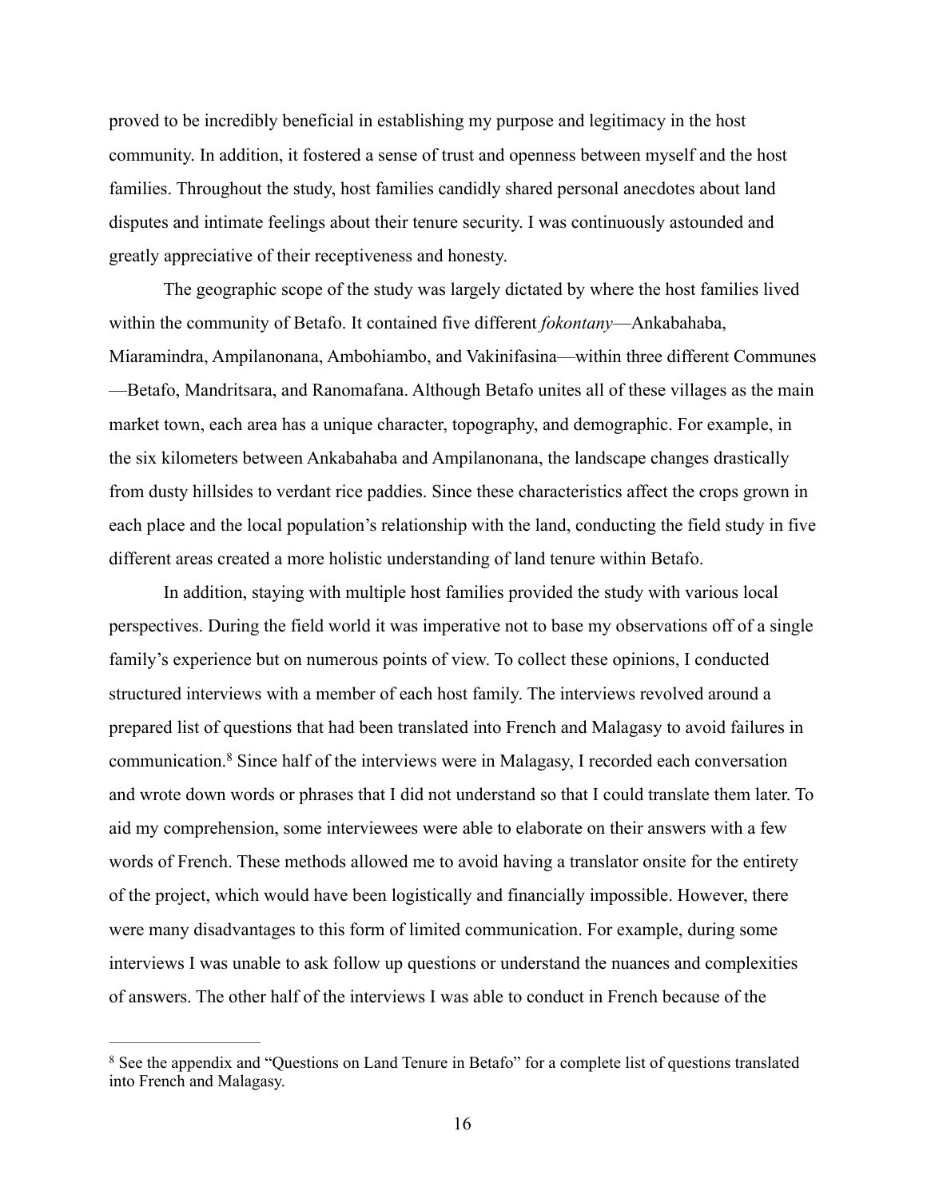proved to be incredibly beneficial in establishing my purpose and legitimacy in the host community. In addition, it fostered a sense of trust and openness between myself and the host families. Throughout the study, host families candidly shared personal anecdotes about land disputes and intimate feelings about their tenure security. I was continuously astounded and greatly appreciative of their receptiveness and honesty.

The geographic scope of the study was largely dictated by where the host families lived within the community of Betafo. It contained five different *fokontany*—Ankabahaba, Miaramindra, Ampilanonana, Ambohiambo, and Vakinifasina—within three different Communes—Betafo, Mandritsara, and Ranomafana. Although Betafo unites all of these villages as the main market town, each area has a unique character, topography, and demographic. For example, in the six kilometers between Ankabahaba and Ampilanonana, the landscape changes drastically from dusty hillsides to verdant rice paddies. Since these characteristics affect the crops grown in each place and the local population's relationship with the land, conducting the field study in five different areas created a more holistic understanding of land tenure within Betafo.

In addition, staying with multiple host families provided the study with various local perspectives. During the field world it was imperative not to base my observations off of a single family's experience but on numerous points of view. To collect these opinions, I conducted structured interviews with a member of each host family. The interviews revolved around a prepared list of questions that had been translated into French and Malagasy to avoid failures in communication.[8] Since half of the interviews were in Malagasy, I recorded each conversation and wrote down words or phrases that I did not understand so that I could translate them later. To aid my comprehension, some interviewees were able to elaborate on their answers with a few words of French. These methods allowed me to avoid having a translator onsite for the entirety of the project, which would have been logistically and financially impossible. However, there were many disadvantages to this form of limited communication. For example, during some interviews I was unable to ask follow up questions or understand the nuances and complexities of answers. The other half of the interviews I was able to conduct in French because of the

[8] See the appendix and "Questions on Land Tenure in Betafo" for a complete list of questions translated into French and Malagasy.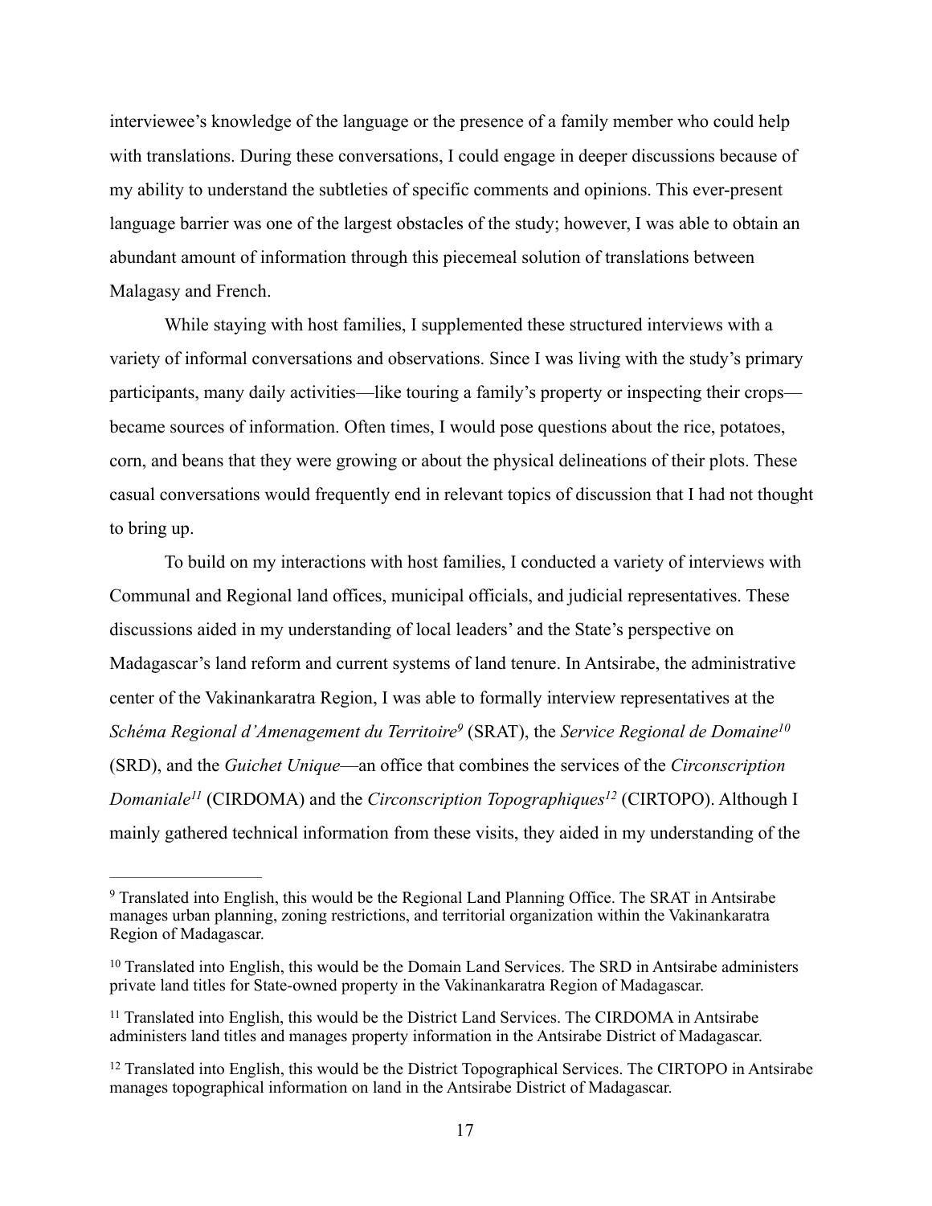interviewee's knowledge of the language or the presence of a family member who could help with translations. During these conversations, I could engage in deeper discussions because of my ability to understand the subtleties of specific comments and opinions. This ever-present language barrier was one of the largest obstacles of the study; however, I was able to obtain an abundant amount of information through this piecemeal solution of translations between Malagasy and French.

While staying with host families, I supplemented these structured interviews with a variety of informal conversations and observations. Since I was living with the study's primary participants, many daily activities—like touring a family's property or inspecting their crops—became sources of information. Often times, I would pose questions about the rice, potatoes, corn, and beans that they were growing or about the physical delineations of their plots. These casual conversations would frequently end in relevant topics of discussion that I had not thought to bring up.

To build on my interactions with host families, I conducted a variety of interviews with Communal and Regional land offices, municipal officials, and judicial representatives. These discussions aided in my understanding of local leaders' and the State's perspective on Madagascar's land reform and current systems of land tenure. In Antsirabe, the administrative center of the Vakinankaratra Region, I was able to formally interview representatives at the *Schéma Regional d'Amenagement du Territoire*[9] (SRAT), the *Service Regional de Domaine*[10] (SRD), and the *Guichet Unique*—an office that combines the services of the *Circonscription Domaniale*[11] (CIRDOMA) and the *Circonscription Topographiques*[12] (CIRTOPO). Although I mainly gathered technical information from these visits, they aided in my understanding of the

---

[9] Translated into English, this would be the Regional Land Planning Office. The SRAT in Antsirabe manages urban planning, zoning restrictions, and territorial organization within the Vakinankaratra Region of Madagascar.

[10] Translated into English, this would be the Domain Land Services. The SRD in Antsirabe administers private land titles for State-owned property in the Vakinankaratra Region of Madagascar.

[11] Translated into English, this would be the District Land Services. The CIRDOMA in Antsirabe administers land titles and manages property information in the Antsirabe District of Madagascar.

[12] Translated into English, this would be the District Topographical Services. The CIRTOPO in Antsirabe manages topographical information on land in the Antsirabe District of Madagascar.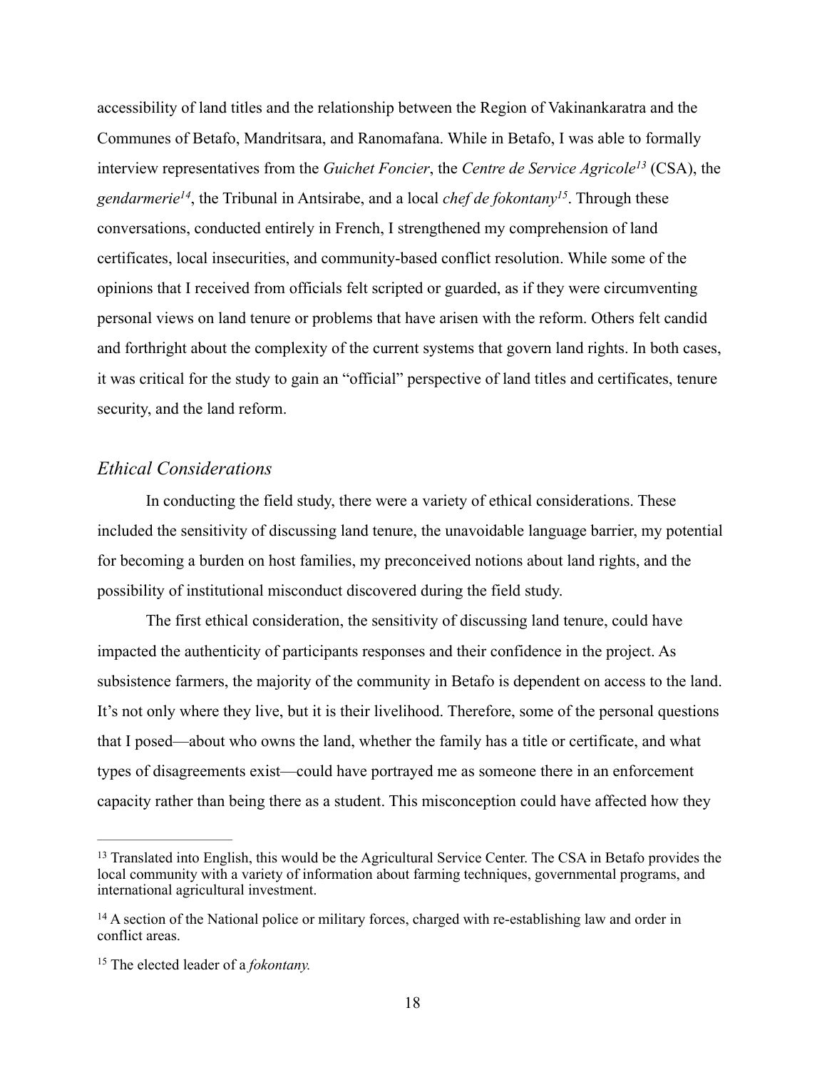accessibility of land titles and the relationship between the Region of Vakinankaratra and the Communes of Betafo, Mandritsara, and Ranomafana. While in Betafo, I was able to formally interview representatives from the *Guichet Foncier*, the *Centre de Service Agricole*[13] (CSA), the *gendarmerie*[14], the Tribunal in Antsirabe, and a local *chef de fokontany*[15]. Through these conversations, conducted entirely in French, I strengthened my comprehension of land certificates, local insecurities, and community-based conflict resolution. While some of the opinions that I received from officials felt scripted or guarded, as if they were circumventing personal views on land tenure or problems that have arisen with the reform. Others felt candid and forthright about the complexity of the current systems that govern land rights. In both cases, it was critical for the study to gain an "official" perspective of land titles and certificates, tenure security, and the land reform.

### *Ethical Considerations*

In conducting the field study, there were a variety of ethical considerations. These included the sensitivity of discussing land tenure, the unavoidable language barrier, my potential for becoming a burden on host families, my preconceived notions about land rights, and the possibility of institutional misconduct discovered during the field study.

The first ethical consideration, the sensitivity of discussing land tenure, could have impacted the authenticity of participants responses and their confidence in the project. As subsistence farmers, the majority of the community in Betafo is dependent on access to the land. It's not only where they live, but it is their livelihood. Therefore, some of the personal questions that I posed—about who owns the land, whether the family has a title or certificate, and what types of disagreements exist—could have portrayed me as someone there in an enforcement capacity rather than being there as a student. This misconception could have affected how they

---

[13] Translated into English, this would be the Agricultural Service Center. The CSA in Betafo provides the local community with a variety of information about farming techniques, governmental programs, and international agricultural investment.

[14] A section of the National police or military forces, charged with re-establishing law and order in conflict areas.

[15] The elected leader of a *fokontany.*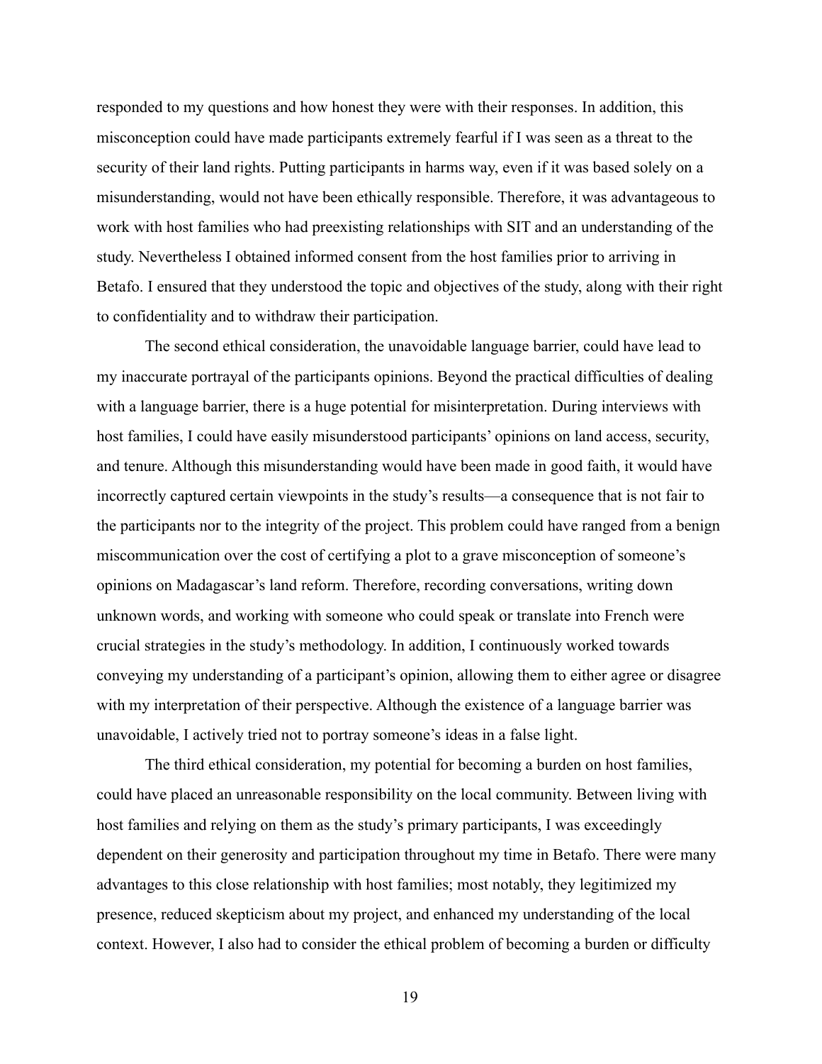responded to my questions and how honest they were with their responses. In addition, this misconception could have made participants extremely fearful if I was seen as a threat to the security of their land rights. Putting participants in harms way, even if it was based solely on a misunderstanding, would not have been ethically responsible. Therefore, it was advantageous to work with host families who had preexisting relationships with SIT and an understanding of the study. Nevertheless I obtained informed consent from the host families prior to arriving in Betafo. I ensured that they understood the topic and objectives of the study, along with their right to confidentiality and to withdraw their participation.

The second ethical consideration, the unavoidable language barrier, could have lead to my inaccurate portrayal of the participants opinions. Beyond the practical difficulties of dealing with a language barrier, there is a huge potential for misinterpretation. During interviews with host families, I could have easily misunderstood participants' opinions on land access, security, and tenure. Although this misunderstanding would have been made in good faith, it would have incorrectly captured certain viewpoints in the study's results—a consequence that is not fair to the participants nor to the integrity of the project. This problem could have ranged from a benign miscommunication over the cost of certifying a plot to a grave misconception of someone's opinions on Madagascar's land reform. Therefore, recording conversations, writing down unknown words, and working with someone who could speak or translate into French were crucial strategies in the study's methodology. In addition, I continuously worked towards conveying my understanding of a participant's opinion, allowing them to either agree or disagree with my interpretation of their perspective. Although the existence of a language barrier was unavoidable, I actively tried not to portray someone's ideas in a false light.

The third ethical consideration, my potential for becoming a burden on host families, could have placed an unreasonable responsibility on the local community. Between living with host families and relying on them as the study's primary participants, I was exceedingly dependent on their generosity and participation throughout my time in Betafo. There were many advantages to this close relationship with host families; most notably, they legitimized my presence, reduced skepticism about my project, and enhanced my understanding of the local context. However, I also had to consider the ethical problem of becoming a burden or difficulty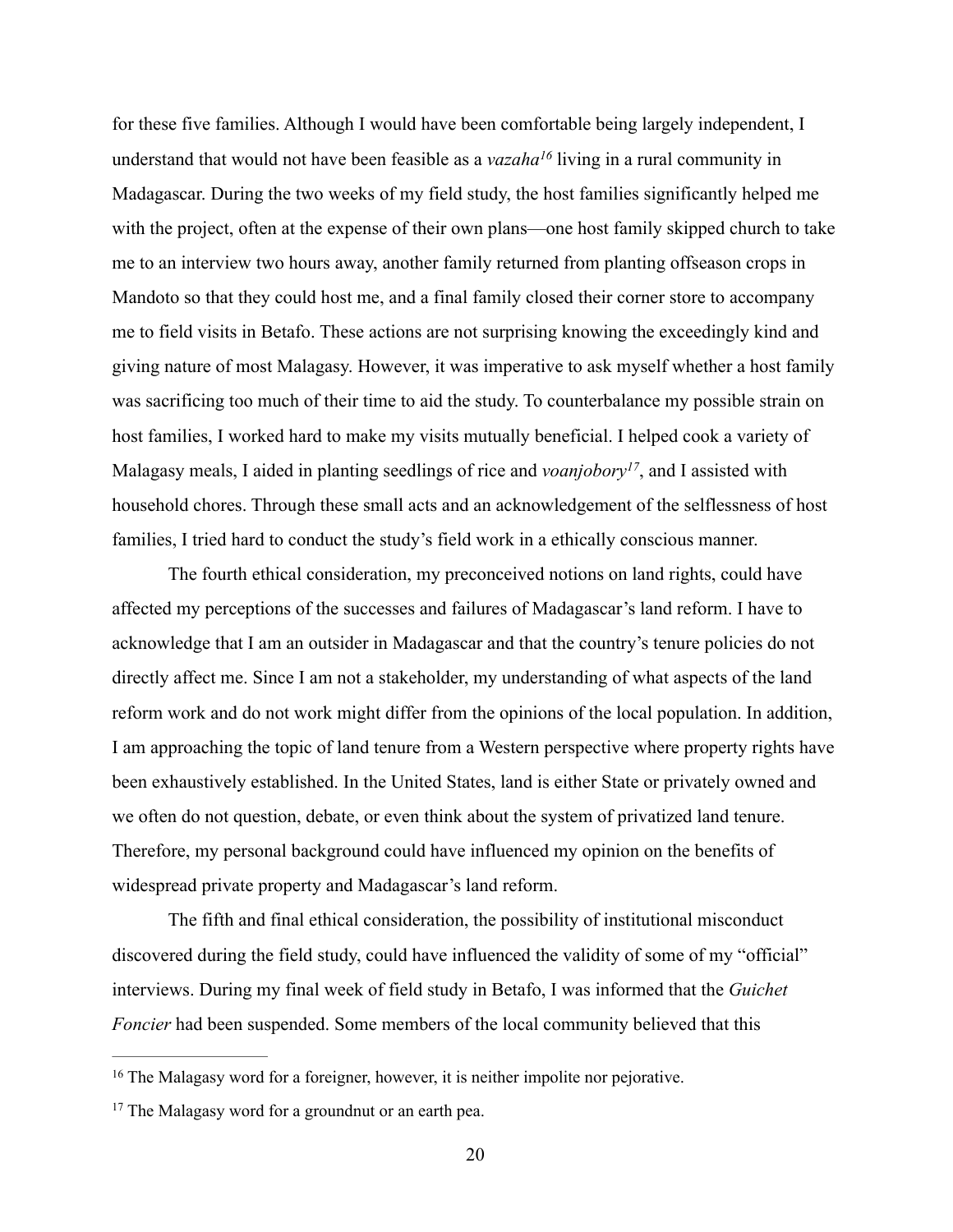for these five families. Although I would have been comfortable being largely independent, I understand that would not have been feasible as a *vazaha*[16] living in a rural community in Madagascar. During the two weeks of my field study, the host families significantly helped me with the project, often at the expense of their own plans—one host family skipped church to take me to an interview two hours away, another family returned from planting offseason crops in Mandoto so that they could host me, and a final family closed their corner store to accompany me to field visits in Betafo. These actions are not surprising knowing the exceedingly kind and giving nature of most Malagasy. However, it was imperative to ask myself whether a host family was sacrificing too much of their time to aid the study. To counterbalance my possible strain on host families, I worked hard to make my visits mutually beneficial. I helped cook a variety of Malagasy meals, I aided in planting seedlings of rice and *voanjobory*[17], and I assisted with household chores. Through these small acts and an acknowledgement of the selflessness of host families, I tried hard to conduct the study's field work in a ethically conscious manner.

The fourth ethical consideration, my preconceived notions on land rights, could have affected my perceptions of the successes and failures of Madagascar's land reform. I have to acknowledge that I am an outsider in Madagascar and that the country's tenure policies do not directly affect me. Since I am not a stakeholder, my understanding of what aspects of the land reform work and do not work might differ from the opinions of the local population. In addition, I am approaching the topic of land tenure from a Western perspective where property rights have been exhaustively established. In the United States, land is either State or privately owned and we often do not question, debate, or even think about the system of privatized land tenure. Therefore, my personal background could have influenced my opinion on the benefits of widespread private property and Madagascar's land reform.

The fifth and final ethical consideration, the possibility of institutional misconduct discovered during the field study, could have influenced the validity of some of my "official" interviews. During my final week of field study in Betafo, I was informed that the *Guichet Foncier* had been suspended. Some members of the local community believed that this

---

[16] The Malagasy word for a foreigner, however, it is neither impolite nor pejorative.

[17] The Malagasy word for a groundnut or an earth pea.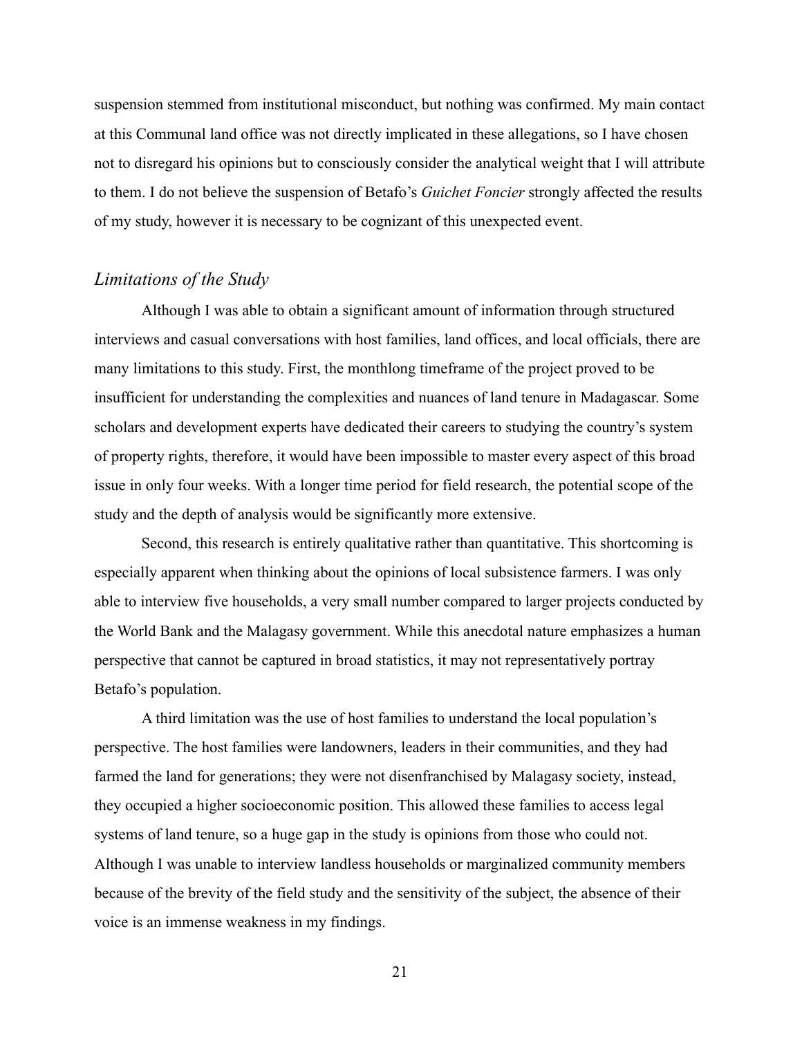suspension stemmed from institutional misconduct, but nothing was confirmed. My main contact at this Communal land office was not directly implicated in these allegations, so I have chosen not to disregard his opinions but to consciously consider the analytical weight that I will attribute to them. I do not believe the suspension of Betafo's *Guichet Foncier* strongly affected the results of my study, however it is necessary to be cognizant of this unexpected event.

### *Limitations of the Study*

Although I was able to obtain a significant amount of information through structured interviews and casual conversations with host families, land offices, and local officials, there are many limitations to this study. First, the monthlong timeframe of the project proved to be insufficient for understanding the complexities and nuances of land tenure in Madagascar. Some scholars and development experts have dedicated their careers to studying the country's system of property rights, therefore, it would have been impossible to master every aspect of this broad issue in only four weeks. With a longer time period for field research, the potential scope of the study and the depth of analysis would be significantly more extensive.

Second, this research is entirely qualitative rather than quantitative. This shortcoming is especially apparent when thinking about the opinions of local subsistence farmers. I was only able to interview five households, a very small number compared to larger projects conducted by the World Bank and the Malagasy government. While this anecdotal nature emphasizes a human perspective that cannot be captured in broad statistics, it may not representatively portray Betafo's population.

A third limitation was the use of host families to understand the local population's perspective. The host families were landowners, leaders in their communities, and they had farmed the land for generations; they were not disenfranchised by Malagasy society, instead, they occupied a higher socioeconomic position. This allowed these families to access legal systems of land tenure, so a huge gap in the study is opinions from those who could not. Although I was unable to interview landless households or marginalized community members because of the brevity of the field study and the sensitivity of the subject, the absence of their voice is an immense weakness in my findings.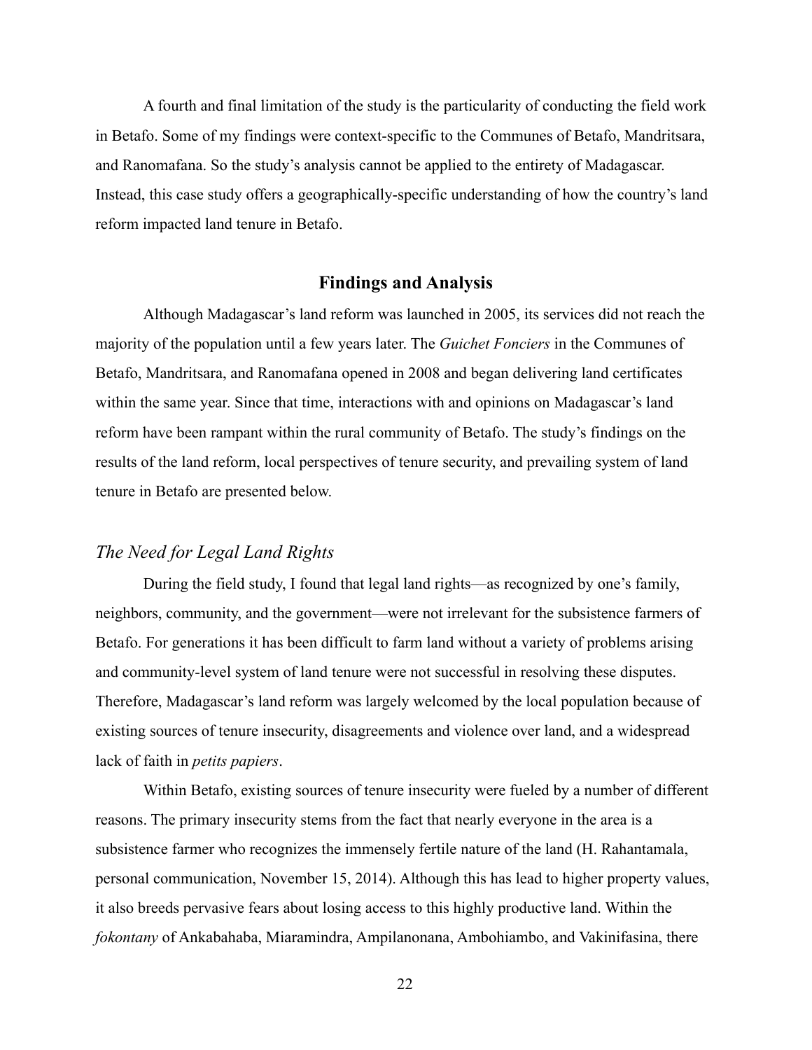A fourth and final limitation of the study is the particularity of conducting the field work in Betafo. Some of my findings were context-specific to the Communes of Betafo, Mandritsara, and Ranomafana. So the study's analysis cannot be applied to the entirety of Madagascar. Instead, this case study offers a geographically-specific understanding of how the country's land reform impacted land tenure in Betafo.

## Findings and Analysis

Although Madagascar's land reform was launched in 2005, its services did not reach the majority of the population until a few years later. The *Guichet Fonciers* in the Communes of Betafo, Mandritsara, and Ranomafana opened in 2008 and began delivering land certificates within the same year. Since that time, interactions with and opinions on Madagascar's land reform have been rampant within the rural community of Betafo. The study's findings on the results of the land reform, local perspectives of tenure security, and prevailing system of land tenure in Betafo are presented below.

### *The Need for Legal Land Rights*

During the field study, I found that legal land rights—as recognized by one's family, neighbors, community, and the government—were not irrelevant for the subsistence farmers of Betafo. For generations it has been difficult to farm land without a variety of problems arising and community-level system of land tenure were not successful in resolving these disputes. Therefore, Madagascar's land reform was largely welcomed by the local population because of existing sources of tenure insecurity, disagreements and violence over land, and a widespread lack of faith in *petits papiers*.

Within Betafo, existing sources of tenure insecurity were fueled by a number of different reasons. The primary insecurity stems from the fact that nearly everyone in the area is a subsistence farmer who recognizes the immensely fertile nature of the land (H. Rahantamala, personal communication, November 15, 2014). Although this has lead to higher property values, it also breeds pervasive fears about losing access to this highly productive land. Within the *fokontany* of Ankabahaba, Miaramindra, Ampilanonana, Ambohiambo, and Vakinifasina, there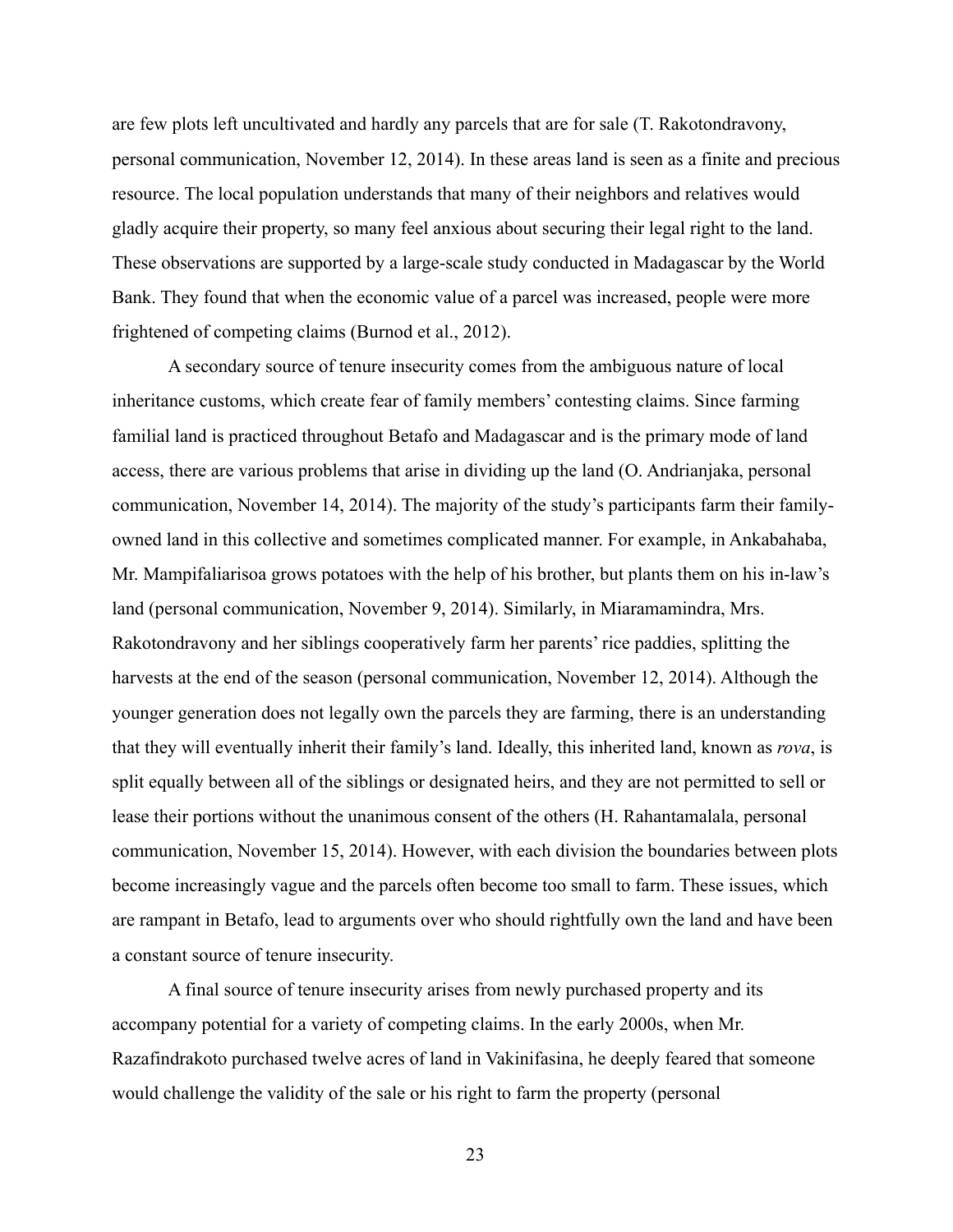are few plots left uncultivated and hardly any parcels that are for sale (T. Rakotondravony, personal communication, November 12, 2014). In these areas land is seen as a finite and precious resource. The local population understands that many of their neighbors and relatives would gladly acquire their property, so many feel anxious about securing their legal right to the land. These observations are supported by a large-scale study conducted in Madagascar by the World Bank. They found that when the economic value of a parcel was increased, people were more frightened of competing claims (Burnod et al., 2012).

A secondary source of tenure insecurity comes from the ambiguous nature of local inheritance customs, which create fear of family members' contesting claims. Since farming familial land is practiced throughout Betafo and Madagascar and is the primary mode of land access, there are various problems that arise in dividing up the land (O. Andrianjaka, personal communication, November 14, 2014). The majority of the study's participants farm their family-owned land in this collective and sometimes complicated manner. For example, in Ankabahaba, Mr. Mampifaliarisoa grows potatoes with the help of his brother, but plants them on his in-law's land (personal communication, November 9, 2014). Similarly, in Miaramamindra, Mrs. Rakotondravony and her siblings cooperatively farm her parents' rice paddies, splitting the harvests at the end of the season (personal communication, November 12, 2014). Although the younger generation does not legally own the parcels they are farming, there is an understanding that they will eventually inherit their family's land. Ideally, this inherited land, known as *rova*, is split equally between all of the siblings or designated heirs, and they are not permitted to sell or lease their portions without the unanimous consent of the others (H. Rahantamalala, personal communication, November 15, 2014). However, with each division the boundaries between plots become increasingly vague and the parcels often become too small to farm. These issues, which are rampant in Betafo, lead to arguments over who should rightfully own the land and have been a constant source of tenure insecurity.

A final source of tenure insecurity arises from newly purchased property and its accompany potential for a variety of competing claims. In the early 2000s, when Mr. Razafindrakoto purchased twelve acres of land in Vakinifasina, he deeply feared that someone would challenge the validity of the sale or his right to farm the property (personal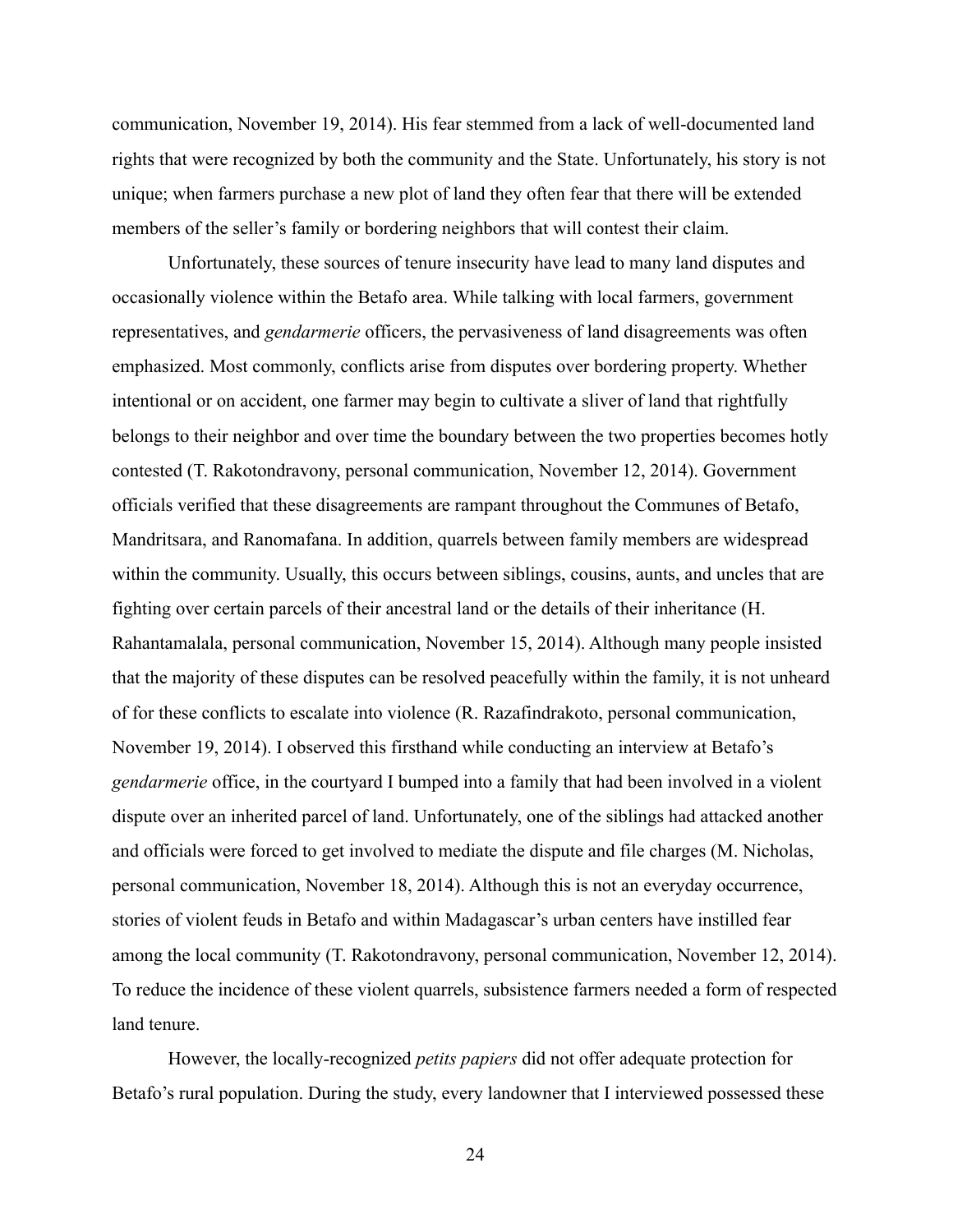communication, November 19, 2014). His fear stemmed from a lack of well-documented land rights that were recognized by both the community and the State. Unfortunately, his story is not unique; when farmers purchase a new plot of land they often fear that there will be extended members of the seller's family or bordering neighbors that will contest their claim.

Unfortunately, these sources of tenure insecurity have lead to many land disputes and occasionally violence within the Betafo area. While talking with local farmers, government representatives, and *gendarmerie* officers, the pervasiveness of land disagreements was often emphasized. Most commonly, conflicts arise from disputes over bordering property. Whether intentional or on accident, one farmer may begin to cultivate a sliver of land that rightfully belongs to their neighbor and over time the boundary between the two properties becomes hotly contested (T. Rakotondravony, personal communication, November 12, 2014). Government officials verified that these disagreements are rampant throughout the Communes of Betafo, Mandritsara, and Ranomafana. In addition, quarrels between family members are widespread within the community. Usually, this occurs between siblings, cousins, aunts, and uncles that are fighting over certain parcels of their ancestral land or the details of their inheritance (H. Rahantamalala, personal communication, November 15, 2014). Although many people insisted that the majority of these disputes can be resolved peacefully within the family, it is not unheard of for these conflicts to escalate into violence (R. Razafindrakoto, personal communication, November 19, 2014). I observed this firsthand while conducting an interview at Betafo's *gendarmerie* office, in the courtyard I bumped into a family that had been involved in a violent dispute over an inherited parcel of land. Unfortunately, one of the siblings had attacked another and officials were forced to get involved to mediate the dispute and file charges (M. Nicholas, personal communication, November 18, 2014). Although this is not an everyday occurrence, stories of violent feuds in Betafo and within Madagascar's urban centers have instilled fear among the local community (T. Rakotondravony, personal communication, November 12, 2014). To reduce the incidence of these violent quarrels, subsistence farmers needed a form of respected land tenure.

However, the locally-recognized *petits papiers* did not offer adequate protection for Betafo's rural population. During the study, every landowner that I interviewed possessed these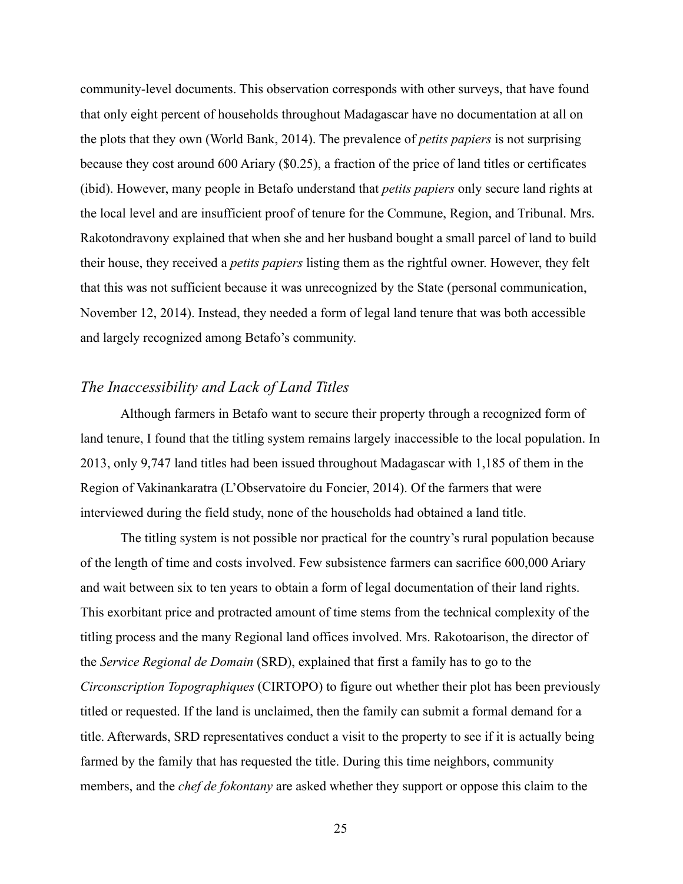community-level documents. This observation corresponds with other surveys, that have found that only eight percent of households throughout Madagascar have no documentation at all on the plots that they own (World Bank, 2014). The prevalence of *petits papiers* is not surprising because they cost around 600 Ariary ($0.25), a fraction of the price of land titles or certificates (ibid). However, many people in Betafo understand that *petits papiers* only secure land rights at the local level and are insufficient proof of tenure for the Commune, Region, and Tribunal. Mrs. Rakotondravony explained that when she and her husband bought a small parcel of land to build their house, they received a *petits papiers* listing them as the rightful owner. However, they felt that this was not sufficient because it was unrecognized by the State (personal communication, November 12, 2014). Instead, they needed a form of legal land tenure that was both accessible and largely recognized among Betafo's community.

### *The Inaccessibility and Lack of Land Titles*

Although farmers in Betafo want to secure their property through a recognized form of land tenure, I found that the titling system remains largely inaccessible to the local population. In 2013, only 9,747 land titles had been issued throughout Madagascar with 1,185 of them in the Region of Vakinankaratra (L'Observatoire du Foncier, 2014). Of the farmers that were interviewed during the field study, none of the households had obtained a land title.

The titling system is not possible nor practical for the country's rural population because of the length of time and costs involved. Few subsistence farmers can sacrifice 600,000 Ariary and wait between six to ten years to obtain a form of legal documentation of their land rights. This exorbitant price and protracted amount of time stems from the technical complexity of the titling process and the many Regional land offices involved. Mrs. Rakotoarison, the director of the *Service Regional de Domain* (SRD), explained that first a family has to go to the *Circonscription Topographiques* (CIRTOPO) to figure out whether their plot has been previously titled or requested. If the land is unclaimed, then the family can submit a formal demand for a title. Afterwards, SRD representatives conduct a visit to the property to see if it is actually being farmed by the family that has requested the title. During this time neighbors, community members, and the *chef de fokontany* are asked whether they support or oppose this claim to the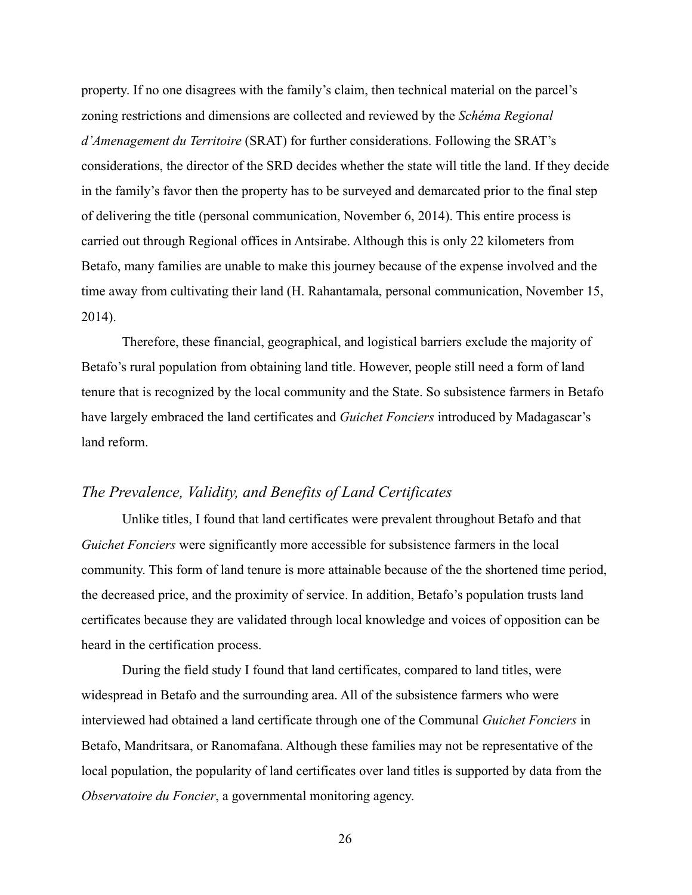property. If no one disagrees with the family's claim, then technical material on the parcel's zoning restrictions and dimensions are collected and reviewed by the *Schéma Regional d'Amenagement du Territoire* (SRAT) for further considerations. Following the SRAT's considerations, the director of the SRD decides whether the state will title the land. If they decide in the family's favor then the property has to be surveyed and demarcated prior to the final step of delivering the title (personal communication, November 6, 2014). This entire process is carried out through Regional offices in Antsirabe. Although this is only 22 kilometers from Betafo, many families are unable to make this journey because of the expense involved and the time away from cultivating their land (H. Rahantamala, personal communication, November 15, 2014).

Therefore, these financial, geographical, and logistical barriers exclude the majority of Betafo's rural population from obtaining land title. However, people still need a form of land tenure that is recognized by the local community and the State. So subsistence farmers in Betafo have largely embraced the land certificates and *Guichet Fonciers* introduced by Madagascar's land reform.

### *The Prevalence, Validity, and Benefits of Land Certificates*

Unlike titles, I found that land certificates were prevalent throughout Betafo and that *Guichet Fonciers* were significantly more accessible for subsistence farmers in the local community. This form of land tenure is more attainable because of the the shortened time period, the decreased price, and the proximity of service. In addition, Betafo's population trusts land certificates because they are validated through local knowledge and voices of opposition can be heard in the certification process.

During the field study I found that land certificates, compared to land titles, were widespread in Betafo and the surrounding area. All of the subsistence farmers who were interviewed had obtained a land certificate through one of the Communal *Guichet Fonciers* in Betafo, Mandritsara, or Ranomafana. Although these families may not be representative of the local population, the popularity of land certificates over land titles is supported by data from the *Observatoire du Foncier*, a governmental monitoring agency.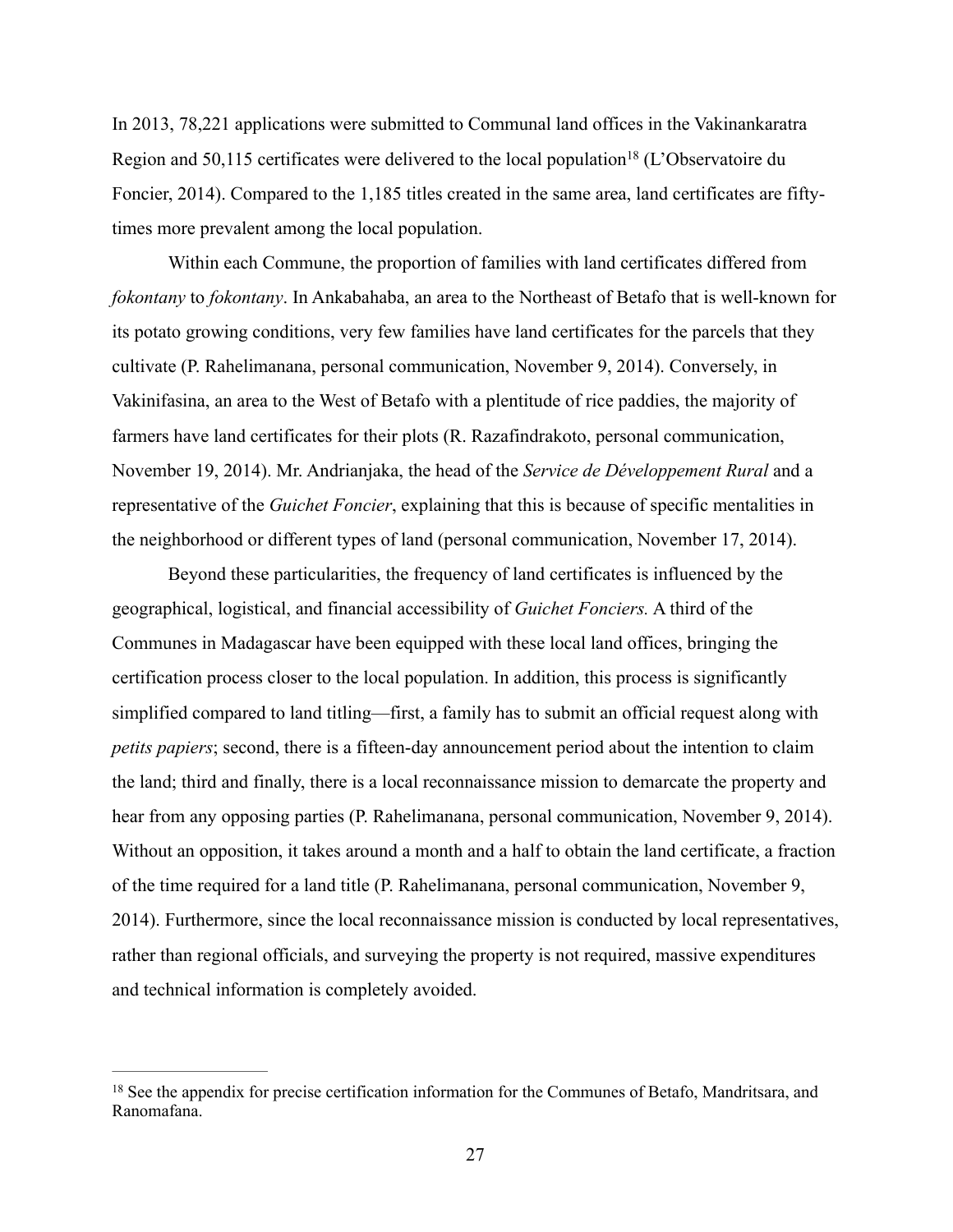In 2013, 78,221 applications were submitted to Communal land offices in the Vakinankaratra Region and 50,115 certificates were delivered to the local population[18] (L'Observatoire du Foncier, 2014). Compared to the 1,185 titles created in the same area, land certificates are fifty-times more prevalent among the local population.

Within each Commune, the proportion of families with land certificates differed from *fokontany* to *fokontany*. In Ankabahaba, an area to the Northeast of Betafo that is well-known for its potato growing conditions, very few families have land certificates for the parcels that they cultivate (P. Rahelimanana, personal communication, November 9, 2014). Conversely, in Vakinifasina, an area to the West of Betafo with a plentitude of rice paddies, the majority of farmers have land certificates for their plots (R. Razafindrakoto, personal communication, November 19, 2014). Mr. Andrianjaka, the head of the *Service de Développement Rural* and a representative of the *Guichet Foncier*, explaining that this is because of specific mentalities in the neighborhood or different types of land (personal communication, November 17, 2014).

Beyond these particularities, the frequency of land certificates is influenced by the geographical, logistical, and financial accessibility of *Guichet Fonciers.* A third of the Communes in Madagascar have been equipped with these local land offices, bringing the certification process closer to the local population. In addition, this process is significantly simplified compared to land titling—first, a family has to submit an official request along with *petits papiers*; second, there is a fifteen-day announcement period about the intention to claim the land; third and finally, there is a local reconnaissance mission to demarcate the property and hear from any opposing parties (P. Rahelimanana, personal communication, November 9, 2014). Without an opposition, it takes around a month and a half to obtain the land certificate, a fraction of the time required for a land title (P. Rahelimanana, personal communication, November 9, 2014). Furthermore, since the local reconnaissance mission is conducted by local representatives, rather than regional officials, and surveying the property is not required, massive expenditures and technical information is completely avoided.

---

[18] See the appendix for precise certification information for the Communes of Betafo, Mandritsara, and Ranomafana.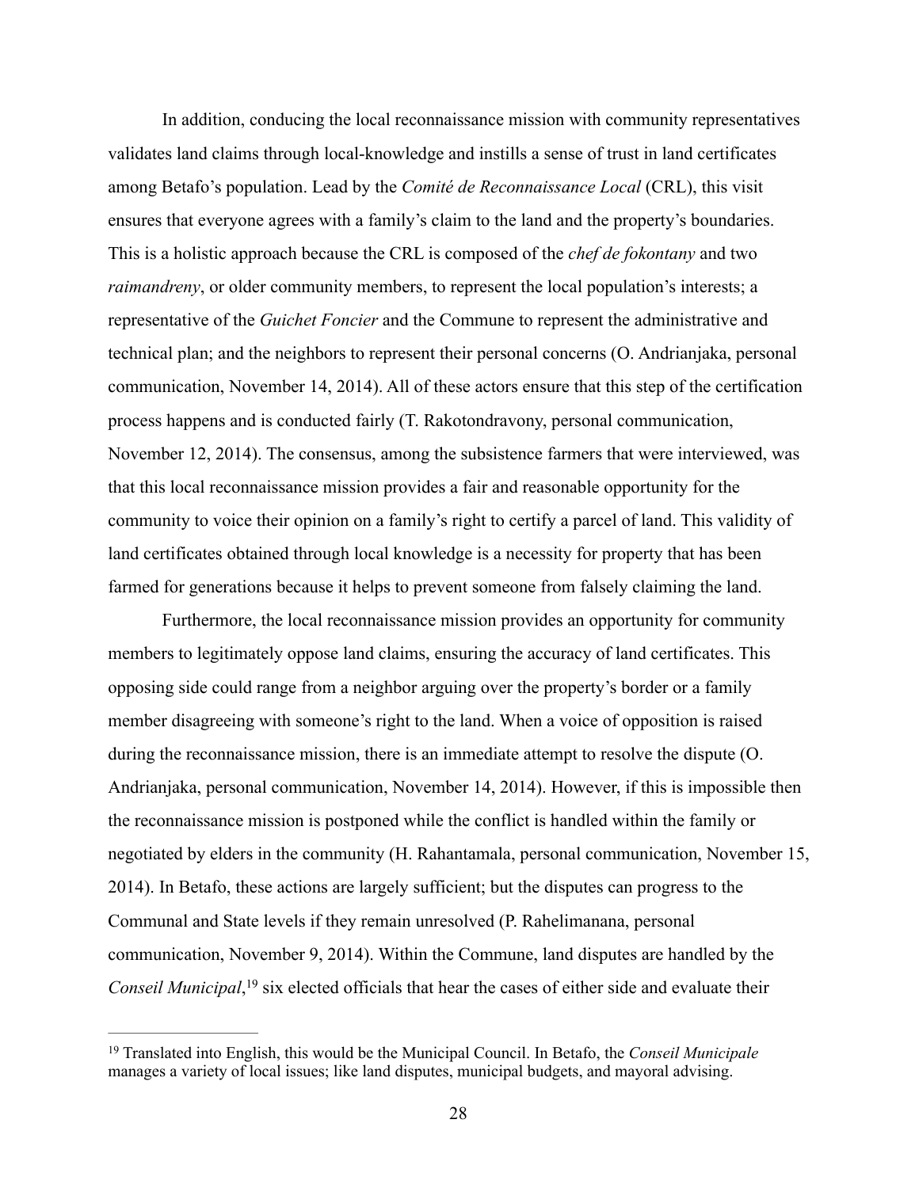In addition, conducing the local reconnaissance mission with community representatives validates land claims through local-knowledge and instills a sense of trust in land certificates among Betafo's population. Lead by the *Comité de Reconnaissance Local* (CRL), this visit ensures that everyone agrees with a family's claim to the land and the property's boundaries. This is a holistic approach because the CRL is composed of the *chef de fokontany* and two *raimandreny*, or older community members, to represent the local population's interests; a representative of the *Guichet Foncier* and the Commune to represent the administrative and technical plan; and the neighbors to represent their personal concerns (O. Andrianjaka, personal communication, November 14, 2014). All of these actors ensure that this step of the certification process happens and is conducted fairly (T. Rakotondravony, personal communication, November 12, 2014). The consensus, among the subsistence farmers that were interviewed, was that this local reconnaissance mission provides a fair and reasonable opportunity for the community to voice their opinion on a family's right to certify a parcel of land. This validity of land certificates obtained through local knowledge is a necessity for property that has been farmed for generations because it helps to prevent someone from falsely claiming the land.

Furthermore, the local reconnaissance mission provides an opportunity for community members to legitimately oppose land claims, ensuring the accuracy of land certificates. This opposing side could range from a neighbor arguing over the property's border or a family member disagreeing with someone's right to the land. When a voice of opposition is raised during the reconnaissance mission, there is an immediate attempt to resolve the dispute (O. Andrianjaka, personal communication, November 14, 2014). However, if this is impossible then the reconnaissance mission is postponed while the conflict is handled within the family or negotiated by elders in the community (H. Rahantamala, personal communication, November 15, 2014). In Betafo, these actions are largely sufficient; but the disputes can progress to the Communal and State levels if they remain unresolved (P. Rahelimanana, personal communication, November 9, 2014). Within the Commune, land disputes are handled by the *Conseil Municipal*,[19] six elected officials that hear the cases of either side and evaluate their

---

[19] Translated into English, this would be the Municipal Council. In Betafo, the *Conseil Municipale* manages a variety of local issues; like land disputes, municipal budgets, and mayoral advising.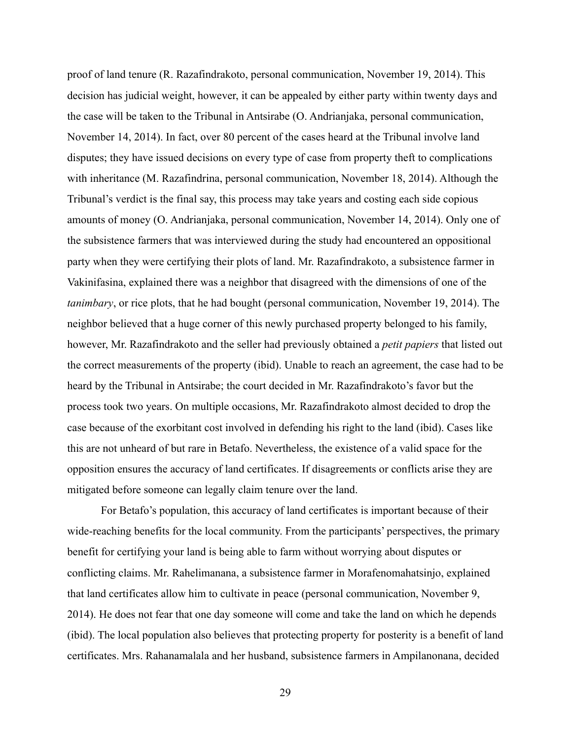proof of land tenure (R. Razafindrakoto, personal communication, November 19, 2014). This decision has judicial weight, however, it can be appealed by either party within twenty days and the case will be taken to the Tribunal in Antsirabe (O. Andrianjaka, personal communication, November 14, 2014). In fact, over 80 percent of the cases heard at the Tribunal involve land disputes; they have issued decisions on every type of case from property theft to complications with inheritance (M. Razafindrina, personal communication, November 18, 2014). Although the Tribunal's verdict is the final say, this process may take years and costing each side copious amounts of money (O. Andrianjaka, personal communication, November 14, 2014). Only one of the subsistence farmers that was interviewed during the study had encountered an oppositional party when they were certifying their plots of land. Mr. Razafindrakoto, a subsistence farmer in Vakinifasina, explained there was a neighbor that disagreed with the dimensions of one of the *tanimbary*, or rice plots, that he had bought (personal communication, November 19, 2014). The neighbor believed that a huge corner of this newly purchased property belonged to his family, however, Mr. Razafindrakoto and the seller had previously obtained a *petit papiers* that listed out the correct measurements of the property (ibid). Unable to reach an agreement, the case had to be heard by the Tribunal in Antsirabe; the court decided in Mr. Razafindrakoto's favor but the process took two years. On multiple occasions, Mr. Razafindrakoto almost decided to drop the case because of the exorbitant cost involved in defending his right to the land (ibid). Cases like this are not unheard of but rare in Betafo. Nevertheless, the existence of a valid space for the opposition ensures the accuracy of land certificates. If disagreements or conflicts arise they are mitigated before someone can legally claim tenure over the land.

For Betafo's population, this accuracy of land certificates is important because of their wide-reaching benefits for the local community. From the participants' perspectives, the primary benefit for certifying your land is being able to farm without worrying about disputes or conflicting claims. Mr. Rahelimanana, a subsistence farmer in Morafenomahatsinjo, explained that land certificates allow him to cultivate in peace (personal communication, November 9, 2014). He does not fear that one day someone will come and take the land on which he depends (ibid). The local population also believes that protecting property for posterity is a benefit of land certificates. Mrs. Rahanamalala and her husband, subsistence farmers in Ampilanonana, decided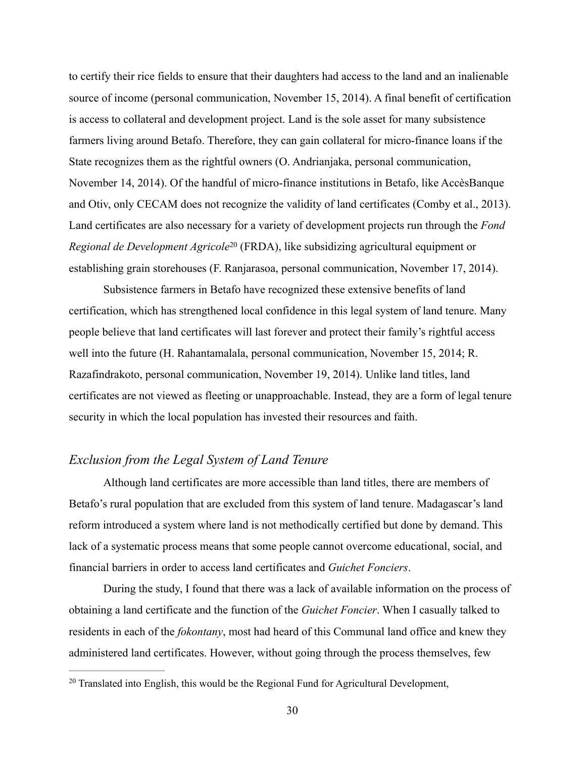to certify their rice fields to ensure that their daughters had access to the land and an inalienable source of income (personal communication, November 15, 2014). A final benefit of certification is access to collateral and development project. Land is the sole asset for many subsistence farmers living around Betafo. Therefore, they can gain collateral for micro-finance loans if the State recognizes them as the rightful owners (O. Andrianjaka, personal communication, November 14, 2014). Of the handful of micro-finance institutions in Betafo, like AccèsBanque and Otiv, only CECAM does not recognize the validity of land certificates (Comby et al., 2013). Land certificates are also necessary for a variety of development projects run through the *Fond Regional de Development Agricole*[20] (FRDA), like subsidizing agricultural equipment or establishing grain storehouses (F. Ranjarasoa, personal communication, November 17, 2014).

Subsistence farmers in Betafo have recognized these extensive benefits of land certification, which has strengthened local confidence in this legal system of land tenure. Many people believe that land certificates will last forever and protect their family's rightful access well into the future (H. Rahantamalala, personal communication, November 15, 2014; R. Razafindrakoto, personal communication, November 19, 2014). Unlike land titles, land certificates are not viewed as fleeting or unapproachable. Instead, they are a form of legal tenure security in which the local population has invested their resources and faith.

## *Exclusion from the Legal System of Land Tenure*

Although land certificates are more accessible than land titles, there are members of Betafo's rural population that are excluded from this system of land tenure. Madagascar's land reform introduced a system where land is not methodically certified but done by demand. This lack of a systematic process means that some people cannot overcome educational, social, and financial barriers in order to access land certificates and *Guichet Fonciers*.

During the study, I found that there was a lack of available information on the process of obtaining a land certificate and the function of the *Guichet Foncier*. When I casually talked to residents in each of the *fokontany*, most had heard of this Communal land office and knew they administered land certificates. However, without going through the process themselves, few

[20] Translated into English, this would be the Regional Fund for Agricultural Development,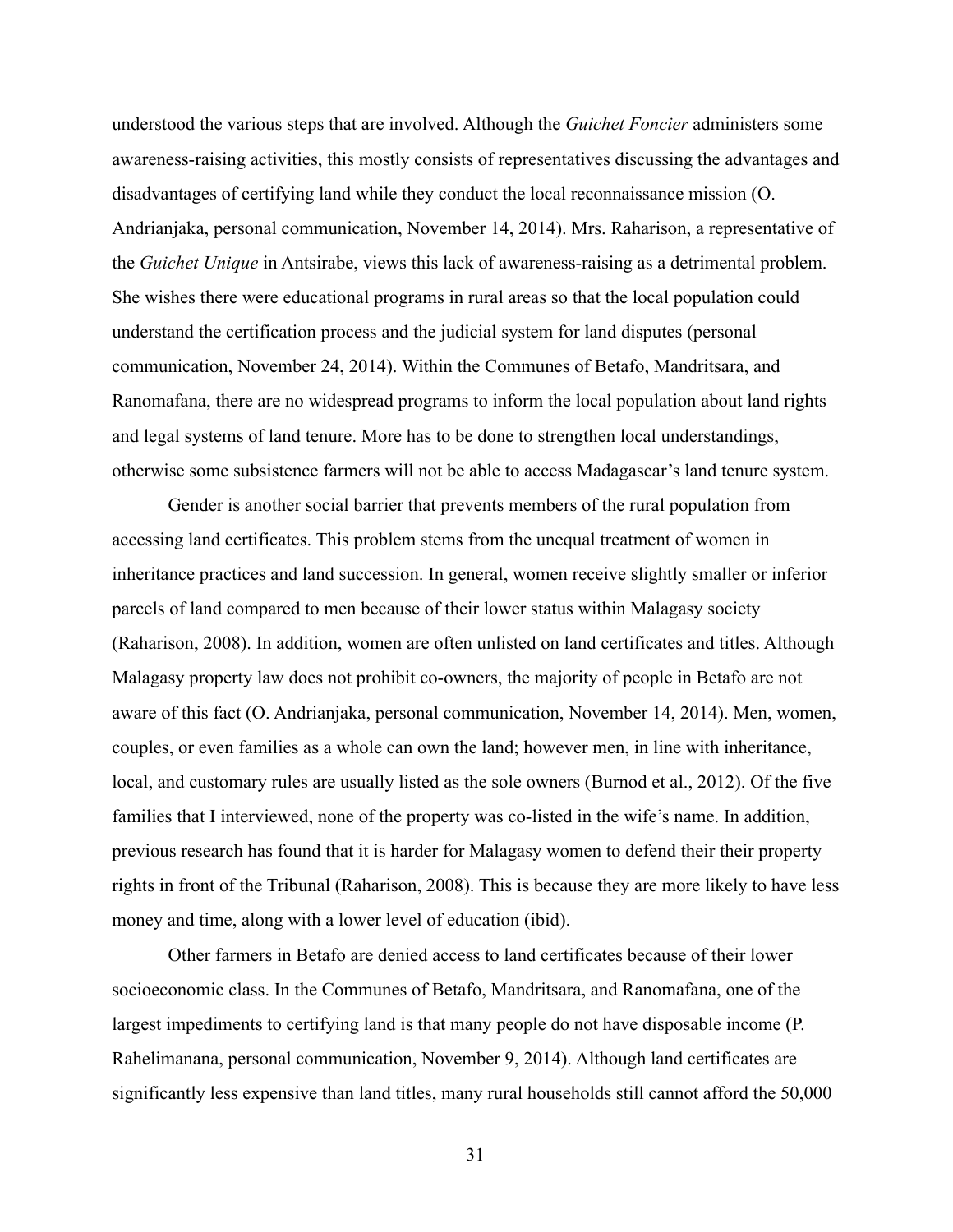understood the various steps that are involved. Although the *Guichet Foncier* administers some awareness-raising activities, this mostly consists of representatives discussing the advantages and disadvantages of certifying land while they conduct the local reconnaissance mission (O. Andrianjaka, personal communication, November 14, 2014). Mrs. Raharison, a representative of the *Guichet Unique* in Antsirabe, views this lack of awareness-raising as a detrimental problem. She wishes there were educational programs in rural areas so that the local population could understand the certification process and the judicial system for land disputes (personal communication, November 24, 2014). Within the Communes of Betafo, Mandritsara, and Ranomafana, there are no widespread programs to inform the local population about land rights and legal systems of land tenure. More has to be done to strengthen local understandings, otherwise some subsistence farmers will not be able to access Madagascar's land tenure system.

Gender is another social barrier that prevents members of the rural population from accessing land certificates. This problem stems from the unequal treatment of women in inheritance practices and land succession. In general, women receive slightly smaller or inferior parcels of land compared to men because of their lower status within Malagasy society (Raharison, 2008). In addition, women are often unlisted on land certificates and titles. Although Malagasy property law does not prohibit co-owners, the majority of people in Betafo are not aware of this fact (O. Andrianjaka, personal communication, November 14, 2014). Men, women, couples, or even families as a whole can own the land; however men, in line with inheritance, local, and customary rules are usually listed as the sole owners (Burnod et al., 2012). Of the five families that I interviewed, none of the property was co-listed in the wife's name. In addition, previous research has found that it is harder for Malagasy women to defend their their property rights in front of the Tribunal (Raharison, 2008). This is because they are more likely to have less money and time, along with a lower level of education (ibid).

Other farmers in Betafo are denied access to land certificates because of their lower socioeconomic class. In the Communes of Betafo, Mandritsara, and Ranomafana, one of the largest impediments to certifying land is that many people do not have disposable income (P. Rahelimanana, personal communication, November 9, 2014). Although land certificates are significantly less expensive than land titles, many rural households still cannot afford the 50,000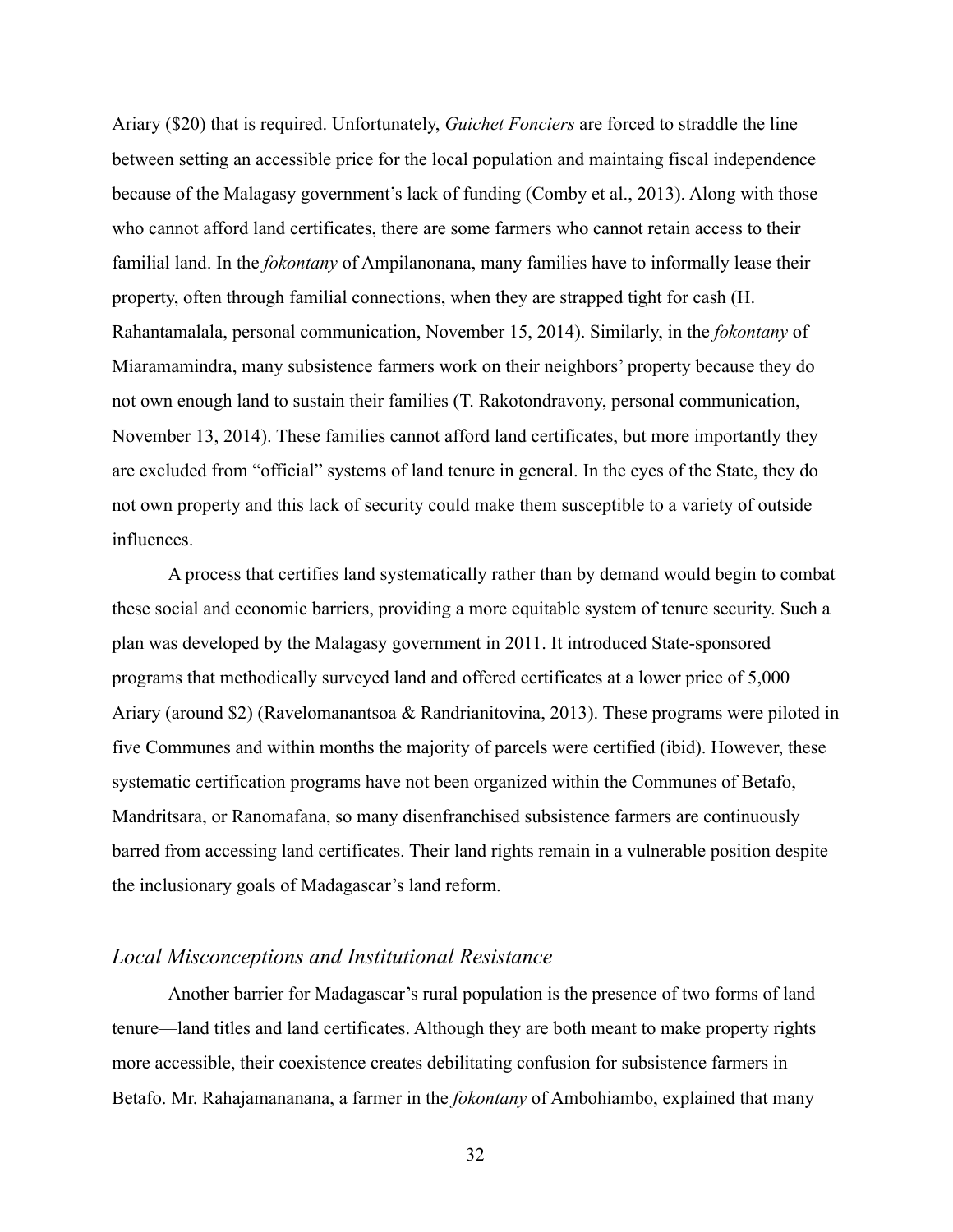Ariary ($20) that is required. Unfortunately, *Guichet Fonciers* are forced to straddle the line between setting an accessible price for the local population and maintaing fiscal independence because of the Malagasy government's lack of funding (Comby et al., 2013). Along with those who cannot afford land certificates, there are some farmers who cannot retain access to their familial land. In the *fokontany* of Ampilanonana, many families have to informally lease their property, often through familial connections, when they are strapped tight for cash (H. Rahantamalala, personal communication, November 15, 2014). Similarly, in the *fokontany* of Miaramamindra, many subsistence farmers work on their neighbors' property because they do not own enough land to sustain their families (T. Rakotondravony, personal communication, November 13, 2014). These families cannot afford land certificates, but more importantly they are excluded from "official" systems of land tenure in general. In the eyes of the State, they do not own property and this lack of security could make them susceptible to a variety of outside influences.

A process that certifies land systematically rather than by demand would begin to combat these social and economic barriers, providing a more equitable system of tenure security. Such a plan was developed by the Malagasy government in 2011. It introduced State-sponsored programs that methodically surveyed land and offered certificates at a lower price of 5,000 Ariary (around $2) (Ravelomanantsoa & Randrianitovina, 2013). These programs were piloted in five Communes and within months the majority of parcels were certified (ibid). However, these systematic certification programs have not been organized within the Communes of Betafo, Mandritsara, or Ranomafana, so many disenfranchised subsistence farmers are continuously barred from accessing land certificates. Their land rights remain in a vulnerable position despite the inclusionary goals of Madagascar's land reform.

### *Local Misconceptions and Institutional Resistance*

Another barrier for Madagascar's rural population is the presence of two forms of land tenure—land titles and land certificates. Although they are both meant to make property rights more accessible, their coexistence creates debilitating confusion for subsistence farmers in Betafo. Mr. Rahajamananana, a farmer in the *fokontany* of Ambohiambo, explained that many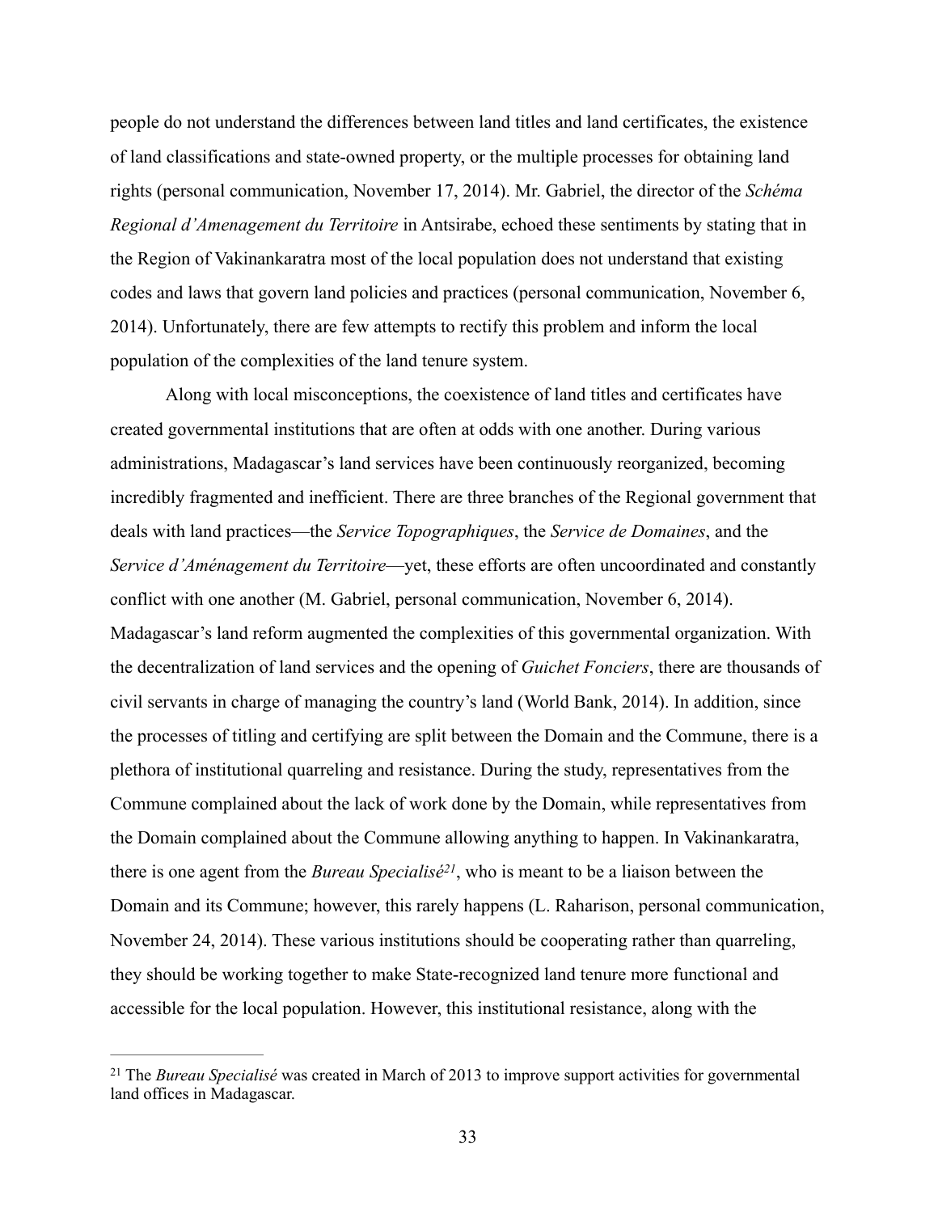people do not understand the differences between land titles and land certificates, the existence of land classifications and state-owned property, or the multiple processes for obtaining land rights (personal communication, November 17, 2014). Mr. Gabriel, the director of the *Schéma Regional d'Amenagement du Territoire* in Antsirabe, echoed these sentiments by stating that in the Region of Vakinankaratra most of the local population does not understand that existing codes and laws that govern land policies and practices (personal communication, November 6, 2014). Unfortunately, there are few attempts to rectify this problem and inform the local population of the complexities of the land tenure system.

Along with local misconceptions, the coexistence of land titles and certificates have created governmental institutions that are often at odds with one another. During various administrations, Madagascar's land services have been continuously reorganized, becoming incredibly fragmented and inefficient. There are three branches of the Regional government that deals with land practices—the *Service Topographiques*, the *Service de Domaines*, and the *Service d'Aménagement du Territoire*—yet, these efforts are often uncoordinated and constantly conflict with one another (M. Gabriel, personal communication, November 6, 2014). Madagascar's land reform augmented the complexities of this governmental organization. With the decentralization of land services and the opening of *Guichet Fonciers*, there are thousands of civil servants in charge of managing the country's land (World Bank, 2014). In addition, since the processes of titling and certifying are split between the Domain and the Commune, there is a plethora of institutional quarreling and resistance. During the study, representatives from the Commune complained about the lack of work done by the Domain, while representatives from the Domain complained about the Commune allowing anything to happen. In Vakinankaratra, there is one agent from the *Bureau Specialisé*[21], who is meant to be a liaison between the Domain and its Commune; however, this rarely happens (L. Raharison, personal communication, November 24, 2014). These various institutions should be cooperating rather than quarreling, they should be working together to make State-recognized land tenure more functional and accessible for the local population. However, this institutional resistance, along with the

[21] The *Bureau Specialisé* was created in March of 2013 to improve support activities for governmental land offices in Madagascar.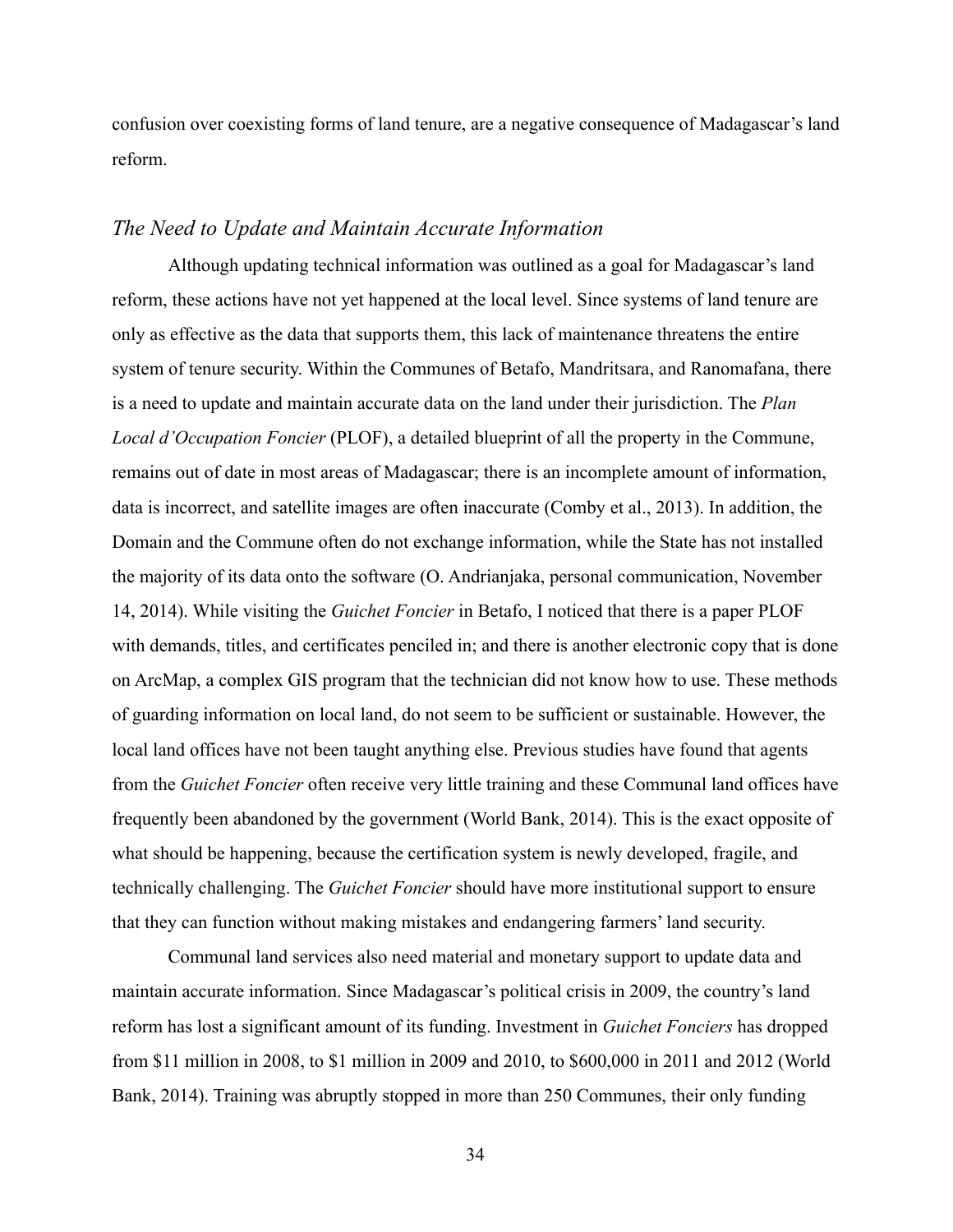confusion over coexisting forms of land tenure, are a negative consequence of Madagascar's land reform.

### *The Need to Update and Maintain Accurate Information*

Although updating technical information was outlined as a goal for Madagascar's land reform, these actions have not yet happened at the local level. Since systems of land tenure are only as effective as the data that supports them, this lack of maintenance threatens the entire system of tenure security. Within the Communes of Betafo, Mandritsara, and Ranomafana, there is a need to update and maintain accurate data on the land under their jurisdiction. The *Plan Local d'Occupation Foncier* (PLOF), a detailed blueprint of all the property in the Commune, remains out of date in most areas of Madagascar; there is an incomplete amount of information, data is incorrect, and satellite images are often inaccurate (Comby et al., 2013). In addition, the Domain and the Commune often do not exchange information, while the State has not installed the majority of its data onto the software (O. Andrianjaka, personal communication, November 14, 2014). While visiting the *Guichet Foncier* in Betafo, I noticed that there is a paper PLOF with demands, titles, and certificates penciled in; and there is another electronic copy that is done on ArcMap, a complex GIS program that the technician did not know how to use. These methods of guarding information on local land, do not seem to be sufficient or sustainable. However, the local land offices have not been taught anything else. Previous studies have found that agents from the *Guichet Foncier* often receive very little training and these Communal land offices have frequently been abandoned by the government (World Bank, 2014). This is the exact opposite of what should be happening, because the certification system is newly developed, fragile, and technically challenging. The *Guichet Foncier* should have more institutional support to ensure that they can function without making mistakes and endangering farmers' land security.

Communal land services also need material and monetary support to update data and maintain accurate information. Since Madagascar's political crisis in 2009, the country's land reform has lost a significant amount of its funding. Investment in *Guichet Fonciers* has dropped from $11 million in 2008, to $1 million in 2009 and 2010, to $600,000 in 2011 and 2012 (World Bank, 2014). Training was abruptly stopped in more than 250 Communes, their only funding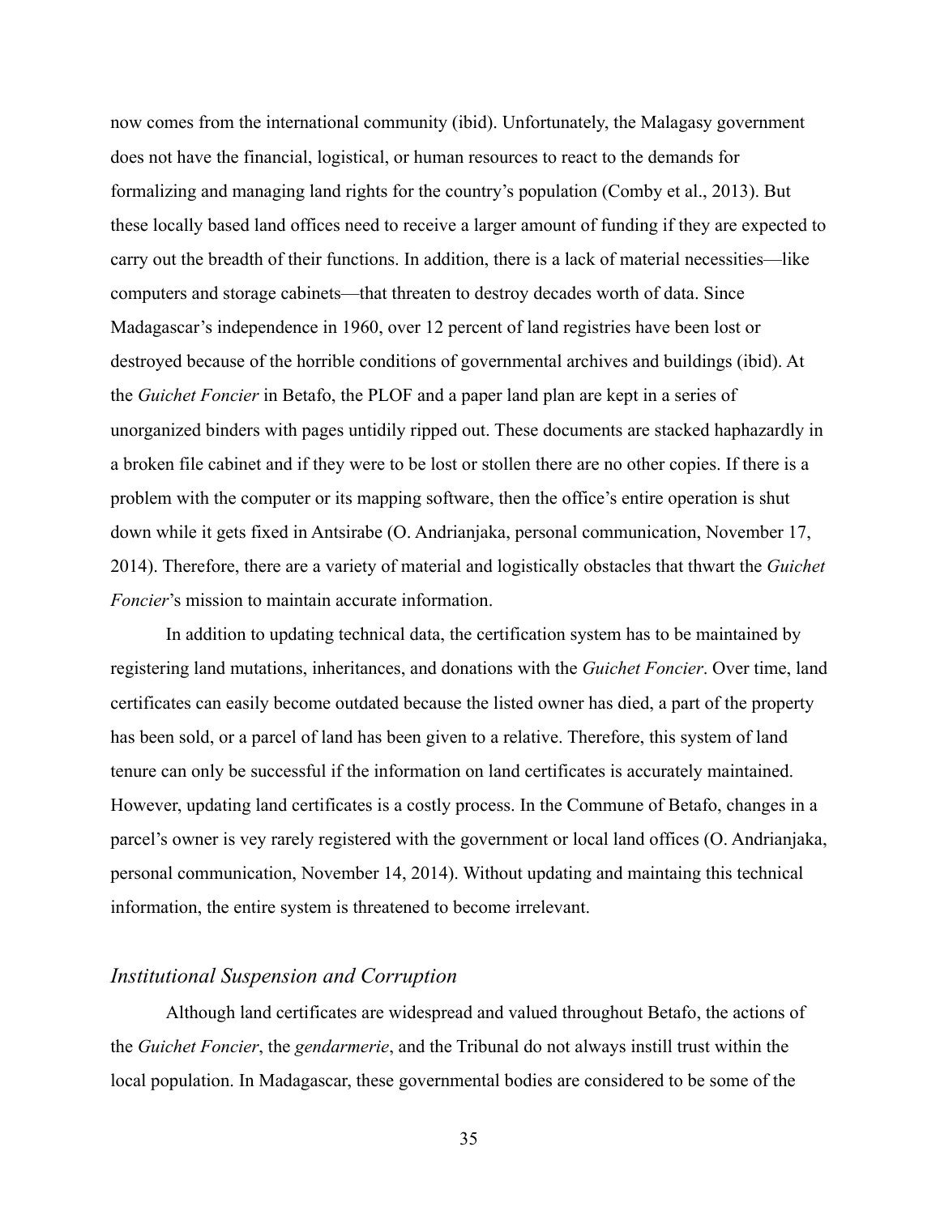now comes from the international community (ibid). Unfortunately, the Malagasy government does not have the financial, logistical, or human resources to react to the demands for formalizing and managing land rights for the country's population (Comby et al., 2013). But these locally based land offices need to receive a larger amount of funding if they are expected to carry out the breadth of their functions. In addition, there is a lack of material necessities—like computers and storage cabinets—that threaten to destroy decades worth of data. Since Madagascar's independence in 1960, over 12 percent of land registries have been lost or destroyed because of the horrible conditions of governmental archives and buildings (ibid). At the *Guichet Foncier* in Betafo, the PLOF and a paper land plan are kept in a series of unorganized binders with pages untidily ripped out. These documents are stacked haphazardly in a broken file cabinet and if they were to be lost or stollen there are no other copies. If there is a problem with the computer or its mapping software, then the office's entire operation is shut down while it gets fixed in Antsirabe (O. Andrianjaka, personal communication, November 17, 2014). Therefore, there are a variety of material and logistically obstacles that thwart the *Guichet Foncier*'s mission to maintain accurate information.

In addition to updating technical data, the certification system has to be maintained by registering land mutations, inheritances, and donations with the *Guichet Foncier*. Over time, land certificates can easily become outdated because the listed owner has died, a part of the property has been sold, or a parcel of land has been given to a relative. Therefore, this system of land tenure can only be successful if the information on land certificates is accurately maintained. However, updating land certificates is a costly process. In the Commune of Betafo, changes in a parcel's owner is vey rarely registered with the government or local land offices (O. Andrianjaka, personal communication, November 14, 2014). Without updating and maintaing this technical information, the entire system is threatened to become irrelevant.

## *Institutional Suspension and Corruption*

Although land certificates are widespread and valued throughout Betafo, the actions of the *Guichet Foncier*, the *gendarmerie*, and the Tribunal do not always instill trust within the local population. In Madagascar, these governmental bodies are considered to be some of the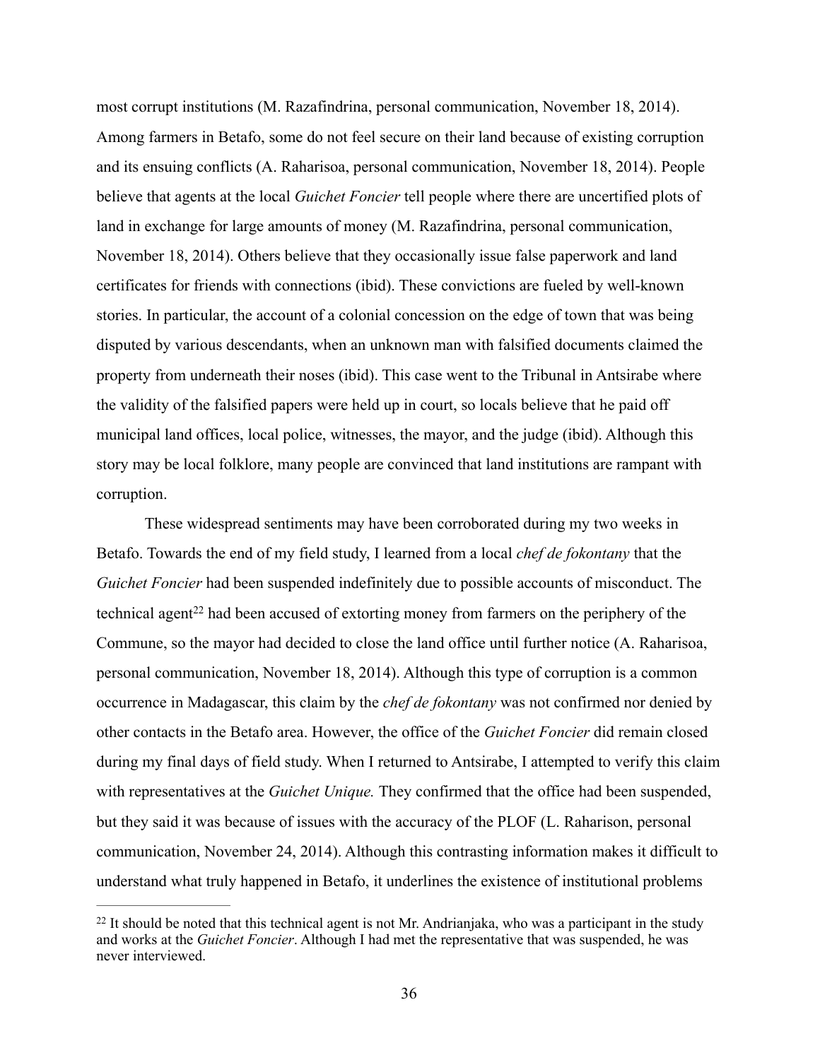most corrupt institutions (M. Razafindrina, personal communication, November 18, 2014). Among farmers in Betafo, some do not feel secure on their land because of existing corruption and its ensuing conflicts (A. Raharisoa, personal communication, November 18, 2014). People believe that agents at the local *Guichet Foncier* tell people where there are uncertified plots of land in exchange for large amounts of money (M. Razafindrina, personal communication, November 18, 2014). Others believe that they occasionally issue false paperwork and land certificates for friends with connections (ibid). These convictions are fueled by well-known stories. In particular, the account of a colonial concession on the edge of town that was being disputed by various descendants, when an unknown man with falsified documents claimed the property from underneath their noses (ibid). This case went to the Tribunal in Antsirabe where the validity of the falsified papers were held up in court, so locals believe that he paid off municipal land offices, local police, witnesses, the mayor, and the judge (ibid). Although this story may be local folklore, many people are convinced that land institutions are rampant with corruption.

These widespread sentiments may have been corroborated during my two weeks in Betafo. Towards the end of my field study, I learned from a local *chef de fokontany* that the *Guichet Foncier* had been suspended indefinitely due to possible accounts of misconduct. The technical agent[22] had been accused of extorting money from farmers on the periphery of the Commune, so the mayor had decided to close the land office until further notice (A. Raharisoa, personal communication, November 18, 2014). Although this type of corruption is a common occurrence in Madagascar, this claim by the *chef de fokontany* was not confirmed nor denied by other contacts in the Betafo area. However, the office of the *Guichet Foncier* did remain closed during my final days of field study. When I returned to Antsirabe, I attempted to verify this claim with representatives at the *Guichet Unique.* They confirmed that the office had been suspended, but they said it was because of issues with the accuracy of the PLOF (L. Raharison, personal communication, November 24, 2014). Although this contrasting information makes it difficult to understand what truly happened in Betafo, it underlines the existence of institutional problems

---

[22] It should be noted that this technical agent is not Mr. Andrianjaka, who was a participant in the study and works at the *Guichet Foncier*. Although I had met the representative that was suspended, he was never interviewed.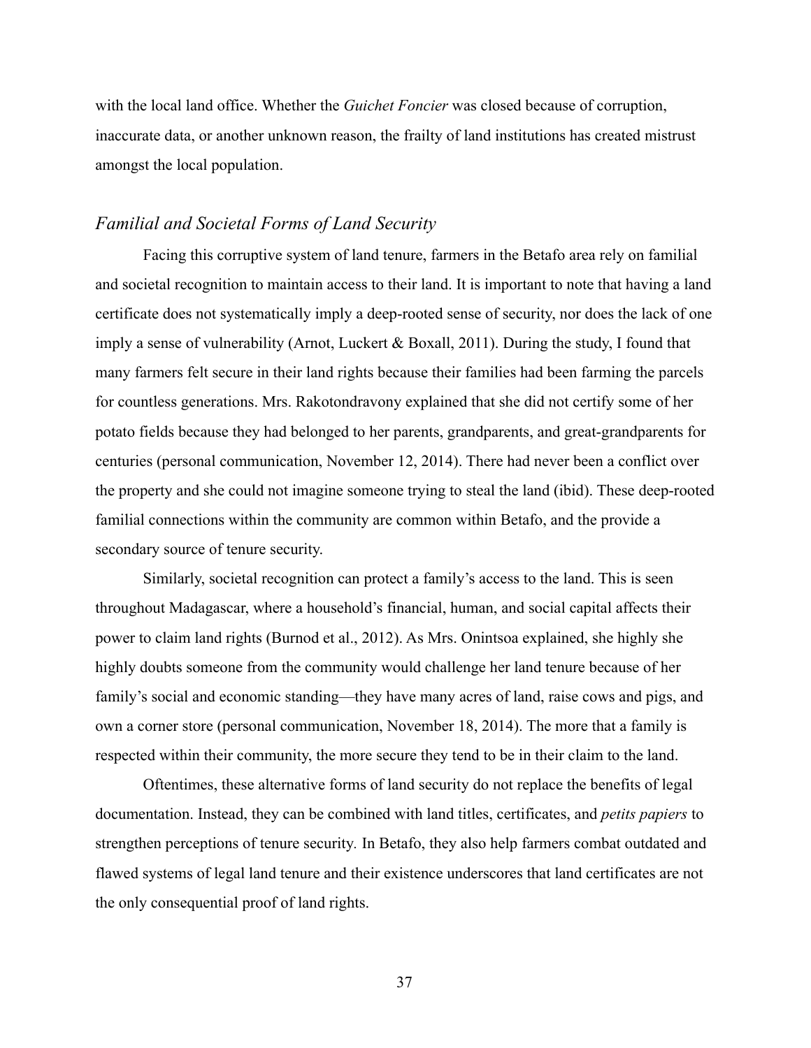with the local land office. Whether the *Guichet Foncier* was closed because of corruption, inaccurate data, or another unknown reason, the frailty of land institutions has created mistrust amongst the local population.

### *Familial and Societal Forms of Land Security*

Facing this corruptive system of land tenure, farmers in the Betafo area rely on familial and societal recognition to maintain access to their land. It is important to note that having a land certificate does not systematically imply a deep-rooted sense of security, nor does the lack of one imply a sense of vulnerability (Arnot, Luckert & Boxall, 2011). During the study, I found that many farmers felt secure in their land rights because their families had been farming the parcels for countless generations. Mrs. Rakotondravony explained that she did not certify some of her potato fields because they had belonged to her parents, grandparents, and great-grandparents for centuries (personal communication, November 12, 2014). There had never been a conflict over the property and she could not imagine someone trying to steal the land (ibid). These deep-rooted familial connections within the community are common within Betafo, and the provide a secondary source of tenure security.

Similarly, societal recognition can protect a family's access to the land. This is seen throughout Madagascar, where a household's financial, human, and social capital affects their power to claim land rights (Burnod et al., 2012). As Mrs. Onintsoa explained, she highly she highly doubts someone from the community would challenge her land tenure because of her family's social and economic standing—they have many acres of land, raise cows and pigs, and own a corner store (personal communication, November 18, 2014). The more that a family is respected within their community, the more secure they tend to be in their claim to the land.

Oftentimes, these alternative forms of land security do not replace the benefits of legal documentation. Instead, they can be combined with land titles, certificates, and *petits papiers* to strengthen perceptions of tenure security. In Betafo, they also help farmers combat outdated and flawed systems of legal land tenure and their existence underscores that land certificates are not the only consequential proof of land rights.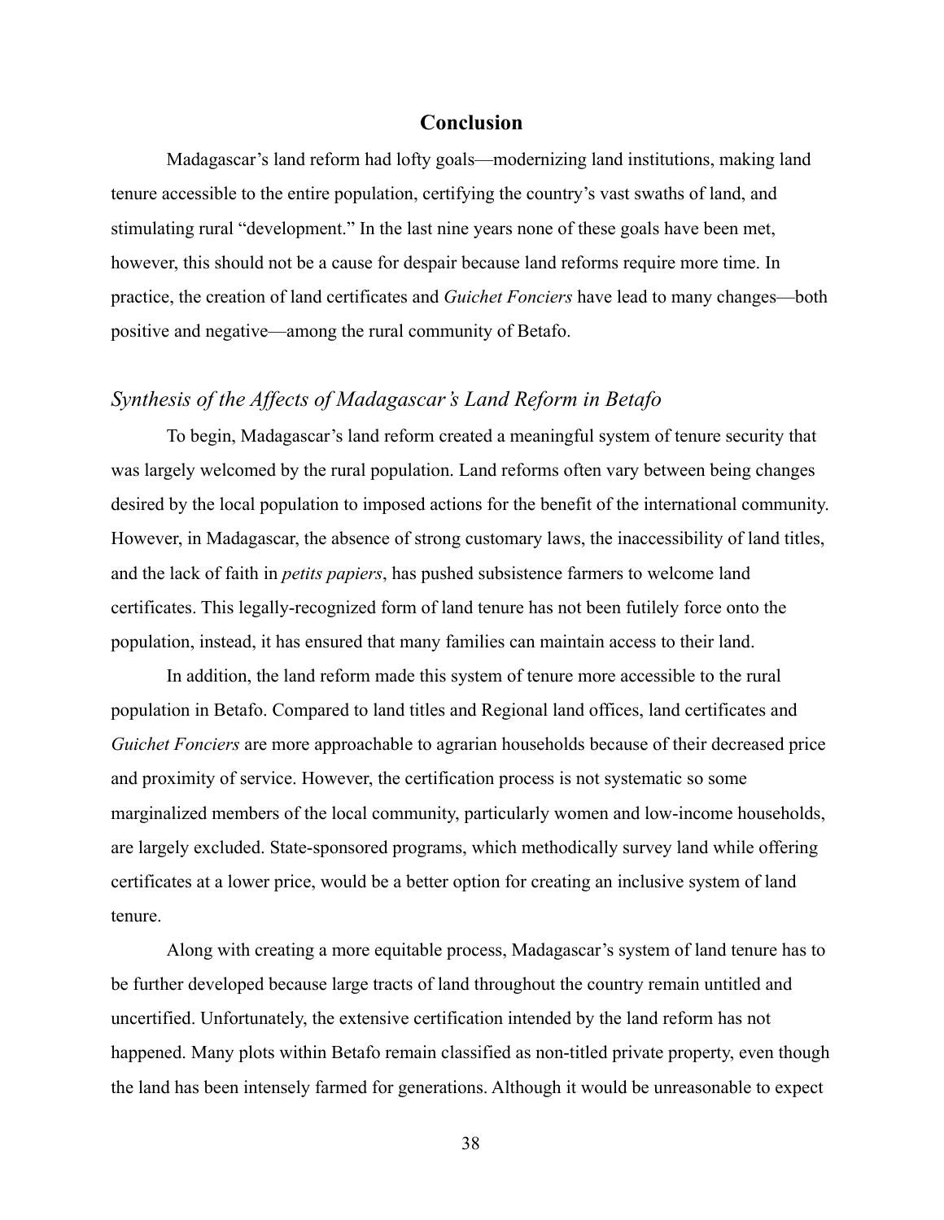## Conclusion

Madagascar's land reform had lofty goals—modernizing land institutions, making land tenure accessible to the entire population, certifying the country's vast swaths of land, and stimulating rural "development." In the last nine years none of these goals have been met, however, this should not be a cause for despair because land reforms require more time. In practice, the creation of land certificates and *Guichet Fonciers* have lead to many changes—both positive and negative—among the rural community of Betafo.

### *Synthesis of the Affects of Madagascar's Land Reform in Betafo*

To begin, Madagascar's land reform created a meaningful system of tenure security that was largely welcomed by the rural population. Land reforms often vary between being changes desired by the local population to imposed actions for the benefit of the international community. However, in Madagascar, the absence of strong customary laws, the inaccessibility of land titles, and the lack of faith in *petits papiers*, has pushed subsistence farmers to welcome land certificates. This legally-recognized form of land tenure has not been futilely force onto the population, instead, it has ensured that many families can maintain access to their land.

In addition, the land reform made this system of tenure more accessible to the rural population in Betafo. Compared to land titles and Regional land offices, land certificates and *Guichet Fonciers* are more approachable to agrarian households because of their decreased price and proximity of service. However, the certification process is not systematic so some marginalized members of the local community, particularly women and low-income households, are largely excluded. State-sponsored programs, which methodically survey land while offering certificates at a lower price, would be a better option for creating an inclusive system of land tenure.

Along with creating a more equitable process, Madagascar's system of land tenure has to be further developed because large tracts of land throughout the country remain untitled and uncertified. Unfortunately, the extensive certification intended by the land reform has not happened. Many plots within Betafo remain classified as non-titled private property, even though the land has been intensely farmed for generations. Although it would be unreasonable to expect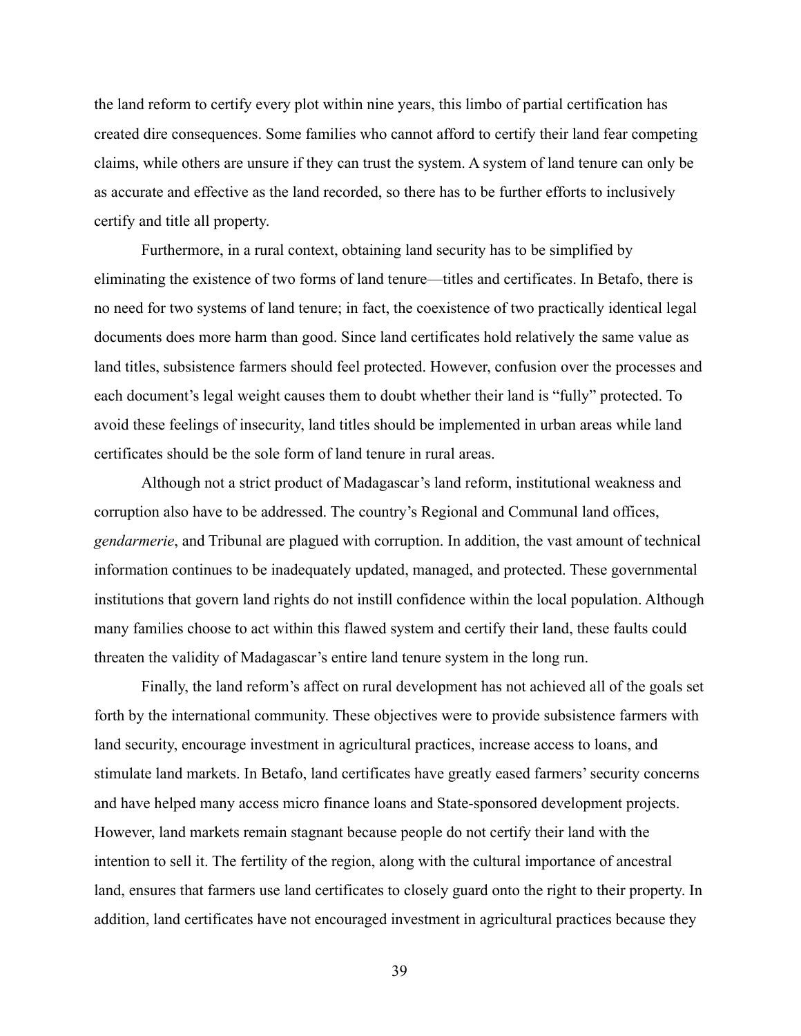the land reform to certify every plot within nine years, this limbo of partial certification has created dire consequences. Some families who cannot afford to certify their land fear competing claims, while others are unsure if they can trust the system. A system of land tenure can only be as accurate and effective as the land recorded, so there has to be further efforts to inclusively certify and title all property.

Furthermore, in a rural context, obtaining land security has to be simplified by eliminating the existence of two forms of land tenure—titles and certificates. In Betafo, there is no need for two systems of land tenure; in fact, the coexistence of two practically identical legal documents does more harm than good. Since land certificates hold relatively the same value as land titles, subsistence farmers should feel protected. However, confusion over the processes and each document's legal weight causes them to doubt whether their land is "fully" protected. To avoid these feelings of insecurity, land titles should be implemented in urban areas while land certificates should be the sole form of land tenure in rural areas.

Although not a strict product of Madagascar's land reform, institutional weakness and corruption also have to be addressed. The country's Regional and Communal land offices, *gendarmerie*, and Tribunal are plagued with corruption. In addition, the vast amount of technical information continues to be inadequately updated, managed, and protected. These governmental institutions that govern land rights do not instill confidence within the local population. Although many families choose to act within this flawed system and certify their land, these faults could threaten the validity of Madagascar's entire land tenure system in the long run.

Finally, the land reform's affect on rural development has not achieved all of the goals set forth by the international community. These objectives were to provide subsistence farmers with land security, encourage investment in agricultural practices, increase access to loans, and stimulate land markets. In Betafo, land certificates have greatly eased farmers' security concerns and have helped many access micro finance loans and State-sponsored development projects. However, land markets remain stagnant because people do not certify their land with the intention to sell it. The fertility of the region, along with the cultural importance of ancestral land, ensures that farmers use land certificates to closely guard onto the right to their property. In addition, land certificates have not encouraged investment in agricultural practices because they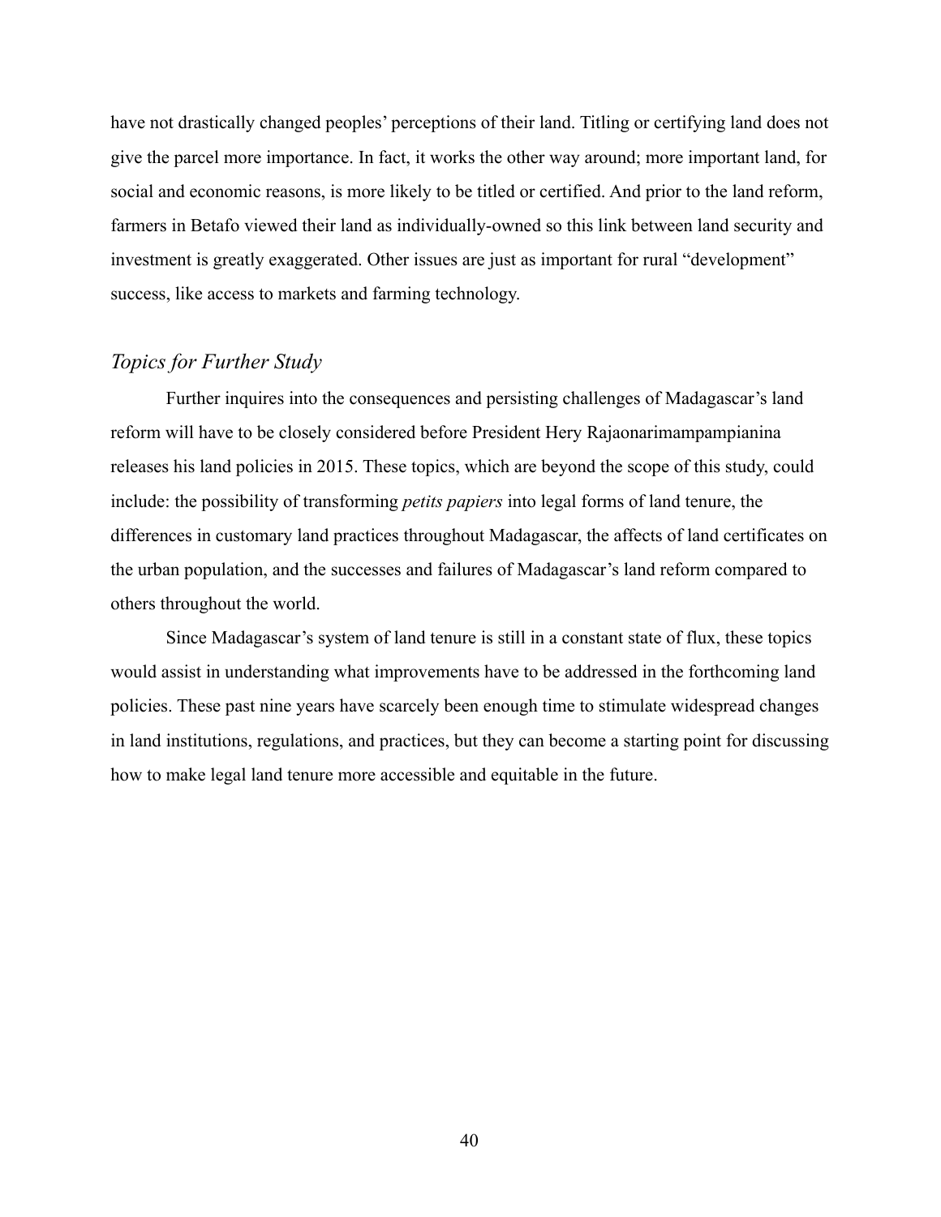have not drastically changed peoples' perceptions of their land. Titling or certifying land does not give the parcel more importance. In fact, it works the other way around; more important land, for social and economic reasons, is more likely to be titled or certified. And prior to the land reform, farmers in Betafo viewed their land as individually-owned so this link between land security and investment is greatly exaggerated. Other issues are just as important for rural "development" success, like access to markets and farming technology.

## *Topics for Further Study*

Further inquires into the consequences and persisting challenges of Madagascar's land reform will have to be closely considered before President Hery Rajaonarimampampianina releases his land policies in 2015. These topics, which are beyond the scope of this study, could include: the possibility of transforming *petits papiers* into legal forms of land tenure, the differences in customary land practices throughout Madagascar, the affects of land certificates on the urban population, and the successes and failures of Madagascar's land reform compared to others throughout the world.

Since Madagascar's system of land tenure is still in a constant state of flux, these topics would assist in understanding what improvements have to be addressed in the forthcoming land policies. These past nine years have scarcely been enough time to stimulate widespread changes in land institutions, regulations, and practices, but they can become a starting point for discussing how to make legal land tenure more accessible and equitable in the future.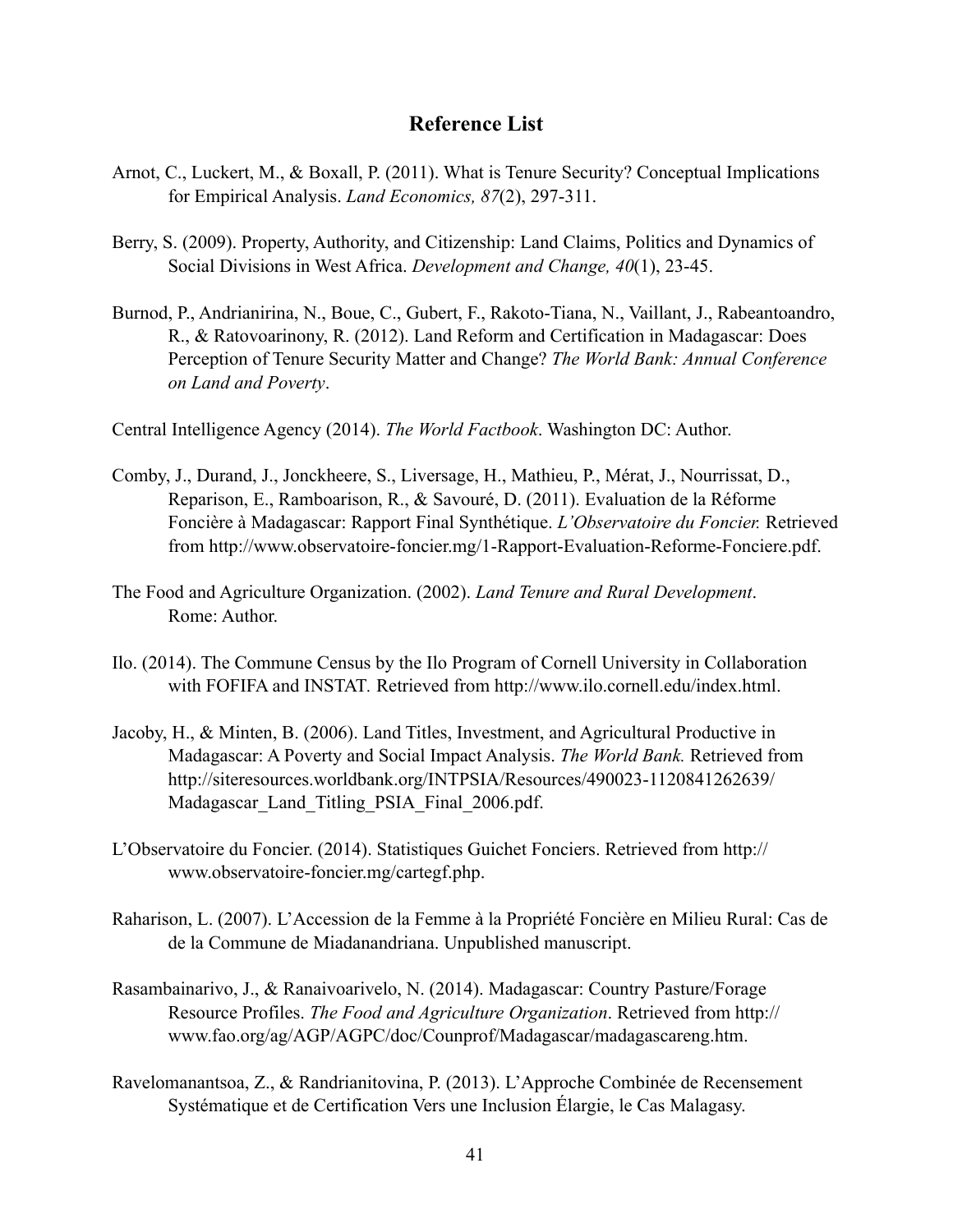## Reference List

Arnot, C., Luckert, M., & Boxall, P. (2011). What is Tenure Security? Conceptual Implications for Empirical Analysis. *Land Economics, 87*(2), 297-311.

Berry, S. (2009). Property, Authority, and Citizenship: Land Claims, Politics and Dynamics of Social Divisions in West Africa. *Development and Change, 40*(1), 23-45.

Burnod, P., Andrianirina, N., Boue, C., Gubert, F., Rakoto-Tiana, N., Vaillant, J., Rabeantoandro, R., & Ratovoarinony, R. (2012). Land Reform and Certification in Madagascar: Does Perception of Tenure Security Matter and Change? *The World Bank: Annual Conference on Land and Poverty*.

Central Intelligence Agency (2014). *The World Factbook*. Washington DC: Author.

Comby, J., Durand, J., Jonckheere, S., Liversage, H., Mathieu, P., Mérat, J., Nourrissat, D., Reparison, E., Ramboarison, R., & Savouré, D. (2011). Evaluation de la Réforme Foncière à Madagascar: Rapport Final Synthétique. *L'Observatoire du Foncier.* Retrieved from http://www.observatoire-foncier.mg/1-Rapport-Evaluation-Reforme-Fonciere.pdf.

The Food and Agriculture Organization. (2002). *Land Tenure and Rural Development*. Rome: Author.

Ilo. (2014). The Commune Census by the Ilo Program of Cornell University in Collaboration with FOFIFA and INSTAT. Retrieved from http://www.ilo.cornell.edu/index.html.

Jacoby, H., & Minten, B. (2006). Land Titles, Investment, and Agricultural Productive in Madagascar: A Poverty and Social Impact Analysis. *The World Bank.* Retrieved from http://siteresources.worldbank.org/INTPSIA/Resources/490023-1120841262639/Madagascar_Land_Titling_PSIA_Final_2006.pdf.

L'Observatoire du Foncier. (2014). Statistiques Guichet Fonciers. Retrieved from http://www.observatoire-foncier.mg/cartegf.php.

Raharison, L. (2007). L'Accession de la Femme à la Propriété Foncière en Milieu Rural: Cas de de la Commune de Miadanandriana. Unpublished manuscript.

Rasambainarivo, J., & Ranaivoarivelo, N. (2014). Madagascar: Country Pasture/Forage Resource Profiles. *The Food and Agriculture Organization*. Retrieved from http://www.fao.org/ag/AGP/AGPC/doc/Counprof/Madagascar/madagascareng.htm.

Ravelomanantsoa, Z., & Randrianitovina, P. (2013). L'Approche Combinée de Recensement Systématique et de Certification Vers une Inclusion Élargie, le Cas Malagasy.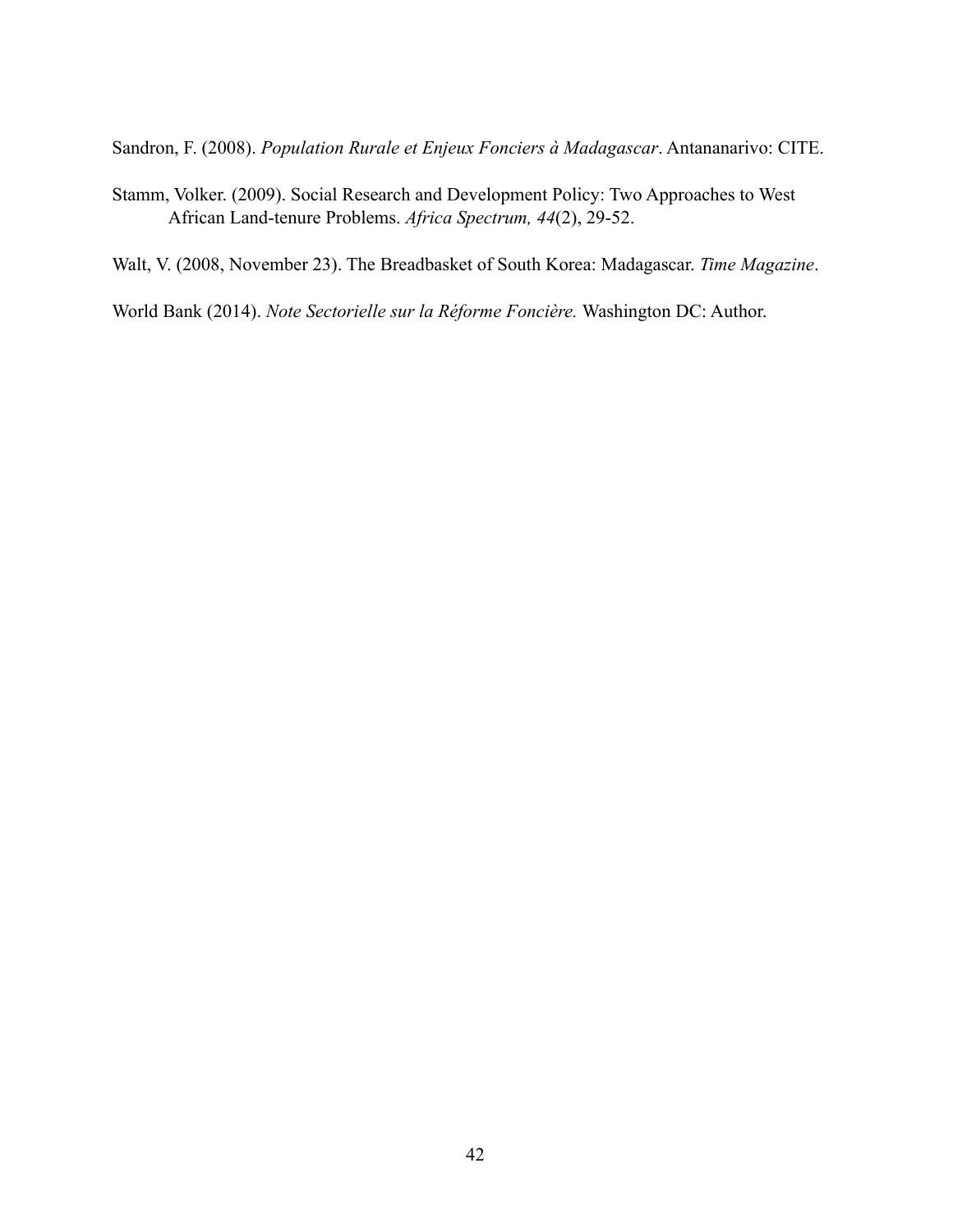Sandron, F. (2008). *Population Rurale et Enjeux Fonciers à Madagascar*. Antananarivo: CITE.

Stamm, Volker. (2009). Social Research and Development Policy: Two Approaches to West African Land-tenure Problems. *Africa Spectrum, 44*(2), 29-52.

Walt, V. (2008, November 23). The Breadbasket of South Korea: Madagascar. *Time Magazine*.

World Bank (2014). *Note Sectorielle sur la Réforme Foncière.* Washington DC: Author.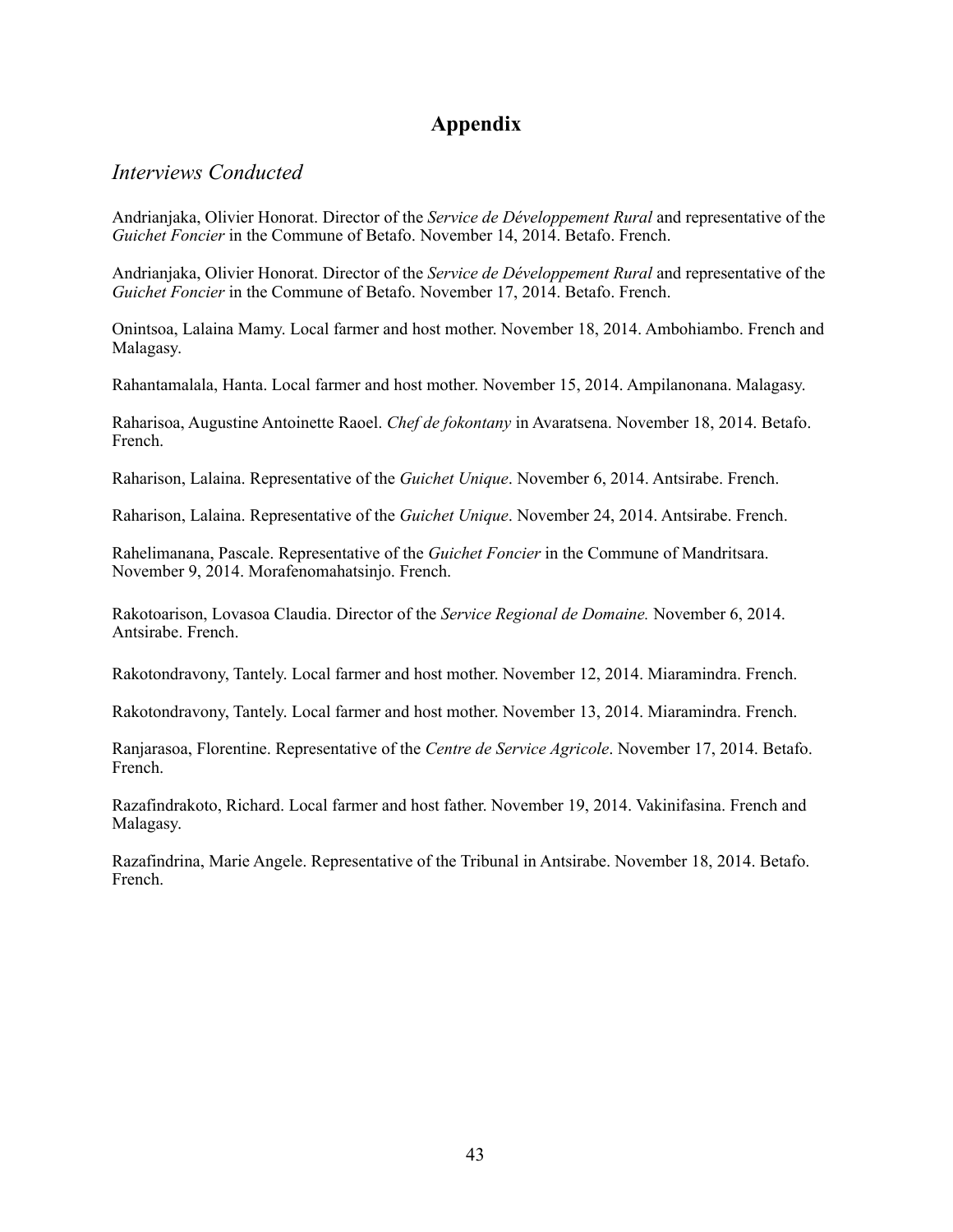# Appendix

## *Interviews Conducted*

Andrianjaka, Olivier Honorat. Director of the *Service de Développement Rural* and representative of the *Guichet Foncier* in the Commune of Betafo. November 14, 2014. Betafo. French.

Andrianjaka, Olivier Honorat. Director of the *Service de Développement Rural* and representative of the *Guichet Foncier* in the Commune of Betafo. November 17, 2014. Betafo. French.

Onintsoa, Lalaina Mamy. Local farmer and host mother. November 18, 2014. Ambohiambo. French and Malagasy.

Rahantamalala, Hanta. Local farmer and host mother. November 15, 2014. Ampilanonana. Malagasy.

Raharisoa, Augustine Antoinette Raoel. *Chef de fokontany* in Avaratsena. November 18, 2014. Betafo. French.

Raharison, Lalaina. Representative of the *Guichet Unique*. November 6, 2014. Antsirabe. French.

Raharison, Lalaina. Representative of the *Guichet Unique*. November 24, 2014. Antsirabe. French.

Rahelimanana, Pascale. Representative of the *Guichet Foncier* in the Commune of Mandritsara. November 9, 2014. Morafenomahatsinjo. French.

Rakotoarison, Lovasoa Claudia. Director of the *Service Regional de Domaine.* November 6, 2014. Antsirabe. French.

Rakotondravony, Tantely. Local farmer and host mother. November 12, 2014. Miaramindra. French.

Rakotondravony, Tantely. Local farmer and host mother. November 13, 2014. Miaramindra. French.

Ranjarasoa, Florentine. Representative of the *Centre de Service Agricole*. November 17, 2014. Betafo. French.

Razafindrakoto, Richard. Local farmer and host father. November 19, 2014. Vakinifasina. French and Malagasy.

Razafindrina, Marie Angele. Representative of the Tribunal in Antsirabe. November 18, 2014. Betafo. French.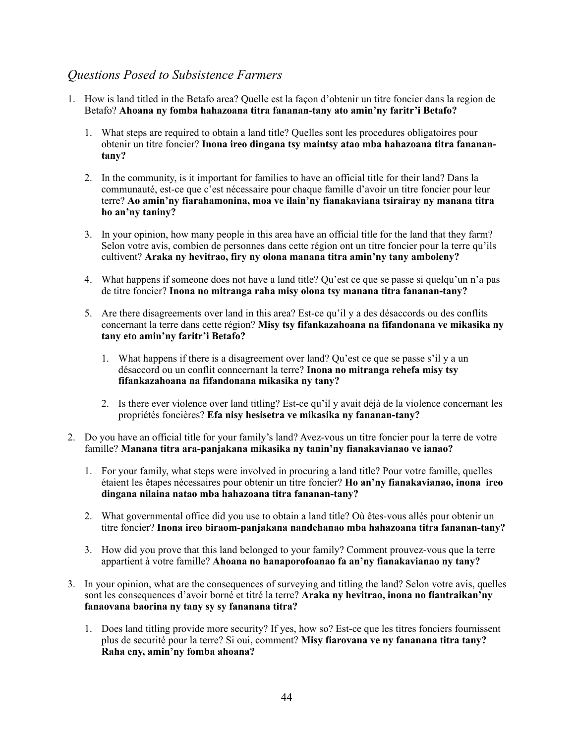## *Questions Posed to Subsistence Farmers*

1. How is land titled in the Betafo area? Quelle est la façon d'obtenir un titre foncier dans la region de Betafo? **Ahoana ny fomba hahazoana titra fananan-tany ato amin'ny faritr'i Betafo?**

    1. What steps are required to obtain a land title? Quelles sont les procedures obligatoires pour obtenir un titre foncier? **Inona ireo dingana tsy maintsy atao mba hahazoana titra fananan-tany?**

    2. In the community, is it important for families to have an official title for their land? Dans la communauté, est-ce que c'est nécessaire pour chaque famille d'avoir un titre foncier pour leur terre? **Ao amin'ny fiarahamonina, moa ve ilain'ny fianakaviana tsirairay ny manana titra ho an'ny taniny?**

    3. In your opinion, how many people in this area have an official title for the land that they farm? Selon votre avis, combien de personnes dans cette région ont un titre foncier pour la terre qu'ils cultivent? **Araka ny hevitrao, firy ny olona manana titra amin'ny tany amboleny?**

    4. What happens if someone does not have a land title? Qu'est ce que se passe si quelqu'un n'a pas de titre foncier? **Inona no mitranga raha misy olona tsy manana titra fananan-tany?**

    5. Are there disagreements over land in this area? Est-ce qu'il y a des désaccords ou des conflits concernant la terre dans cette région? **Misy tsy fifankazahoana na fifandonana ve mikasika ny tany eto amin'ny faritr'i Betafo?**

        1. What happens if there is a disagreement over land? Qu'est ce que se passe s'il y a un désaccord ou un conflit conncernant la terre? **Inona no mitranga rehefa misy tsy fifankazahoana na fifandonana mikasika ny tany?**

        2. Is there ever violence over land titling? Est-ce qu'il y avait déjà de la violence concernant les propriétés foncières? **Efa nisy hesisetra ve mikasika ny fananan-tany?**

2. Do you have an official title for your family's land? Avez-vous un titre foncier pour la terre de votre famille? **Manana titra ara-panjakana mikasika ny tanin'ny fianakavianao ve ianao?**

    1. For your family, what steps were involved in procuring a land title? Pour votre famille, quelles étaient les êtapes nécessaires pour obtenir un titre foncier? **Ho an'ny fianakavianao, inona ireo dingana nilaina natao mba hahazoana titra fananan-tany?**

    2. What governmental office did you use to obtain a land title? Où êtes-vous allés pour obtenir un titre foncier? **Inona ireo biraom-panjakana nandehanao mba hahazoana titra fananan-tany?**

    3. How did you prove that this land belonged to your family? Comment prouvez-vous que la terre appartient à votre famille? **Ahoana no hanaporofoanao fa an'ny fianakavianao ny tany?**

3. In your opinion, what are the consequences of surveying and titling the land? Selon votre avis, quelles sont les consequences d'avoir borné et titré la terre? **Araka ny hevitrao, inona no fiantraikan'ny fanaovana baorina ny tany sy sy fananana titra?**

    1. Does land titling provide more security? If yes, how so? Est-ce que les titres fonciers fournissent plus de securité pour la terre? Si oui, comment? **Misy fiarovana ve ny fananana titra tany? Raha eny, amin'ny fomba ahoana?**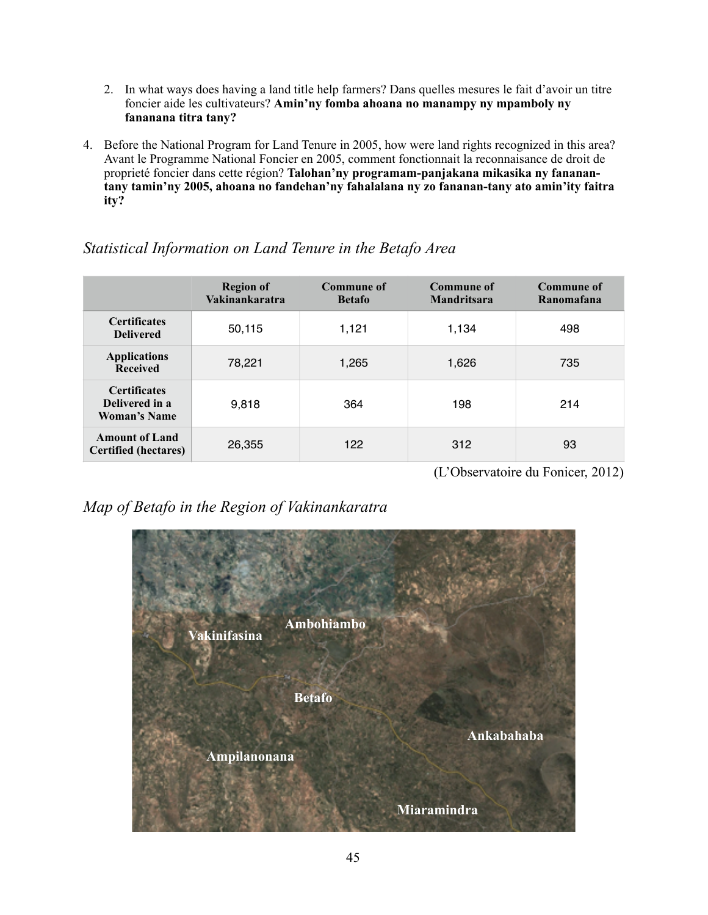2. In what ways does having a land title help farmers? Dans quelles mesures le fait d'avoir un titre foncier aide les cultivateurs? **Amin'ny fomba ahoana no manampy ny mpamboly ny fananana titra tany?**

4. Before the National Program for Land Tenure in 2005, how were land rights recognized in this area? Avant le Programme National Foncier en 2005, comment fonctionnait la reconnaisance de droit de proprieté foncier dans cette région? **Talohan'ny programam-panjakana mikasika ny fananan-tany tamin'ny 2005, ahoana no fandehan'ny fahalalana ny zo fananan-tany ato amin'ity faitra ity?**

## *Statistical Information on Land Tenure in the Betafo Area*

| | Region of Vakinankaratra | Commune of Betafo | Commune of Mandritsara | Commune of Ranomafana |
|---|---|---|---|---|
| **Certificates Delivered** | 50,115 | 1,121 | 1,134 | 498 |
| **Applications Received** | 78,221 | 1,265 | 1,626 | 735 |
| **Certificates Delivered in a Woman's Name** | 9,818 | 364 | 198 | 214 |
| **Amount of Land Certified (hectares)** | 26,355 | 122 | 312 | 93 |

(L'Observatoire du Fonicer, 2012)

## *Map of Betafo in the Region of Vakinankaratra*

Vakinifasina
Ambohiambo
Betafo
Ankabahaba
Ampilanonana
Miaramindra